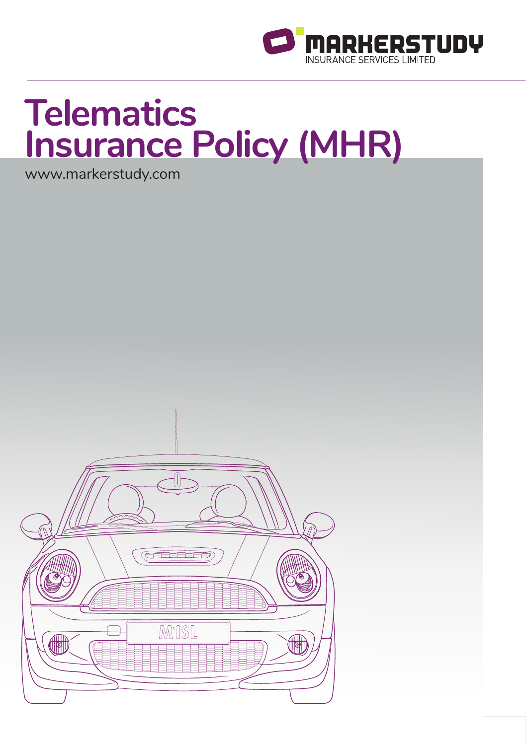MARKERSTUDY
INSURANCE SERVICES LIMITED

# Telematics Insurance Policy (MHR)

www.markerstudy.com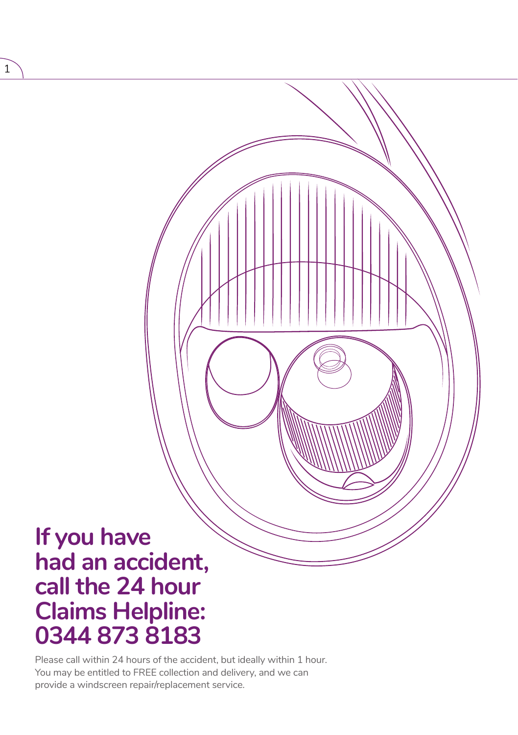# If you have had an accident, call the 24 hour Claims Helpline: 0344 873 8183

Please call within 24 hours of the accident, but ideally within 1 hour. You may be entitled to FREE collection and delivery, and we can provide a windscreen repair/replacement service.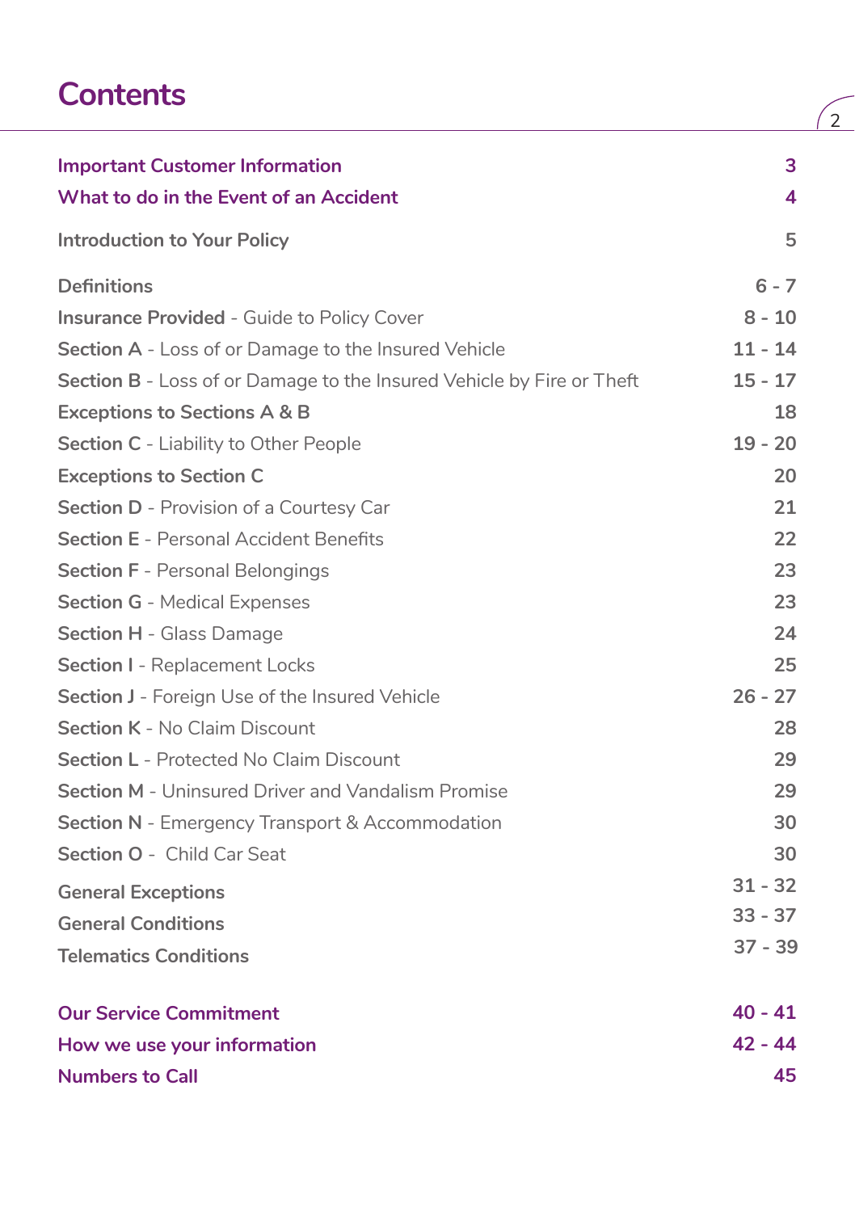# Contents

| | |
|---|---|
| **Important Customer Information** | **3** |
| **What to do in the Event of an Accident** | **4** |
| **Introduction to Your Policy** | **5** |
| **Definitions** | **6 - 7** |
| **Insurance Provided** - Guide to Policy Cover | **8 - 10** |
| **Section A** - Loss of or Damage to the Insured Vehicle | **11 - 14** |
| **Section B** - Loss of or Damage to the Insured Vehicle by Fire or Theft | **15 - 17** |
| **Exceptions to Sections A & B** | **18** |
| **Section C** - Liability to Other People | **19 - 20** |
| **Exceptions to Section C** | **20** |
| **Section D** - Provision of a Courtesy Car | **21** |
| **Section E** - Personal Accident Benefits | **22** |
| **Section F** - Personal Belongings | **23** |
| **Section G** - Medical Expenses | **23** |
| **Section H** - Glass Damage | **24** |
| **Section I** - Replacement Locks | **25** |
| **Section J** - Foreign Use of the Insured Vehicle | **26 - 27** |
| **Section K** - No Claim Discount | **28** |
| **Section L** - Protected No Claim Discount | **29** |
| **Section M** - Uninsured Driver and Vandalism Promise | **29** |
| **Section N** - Emergency Transport & Accommodation | **30** |
| **Section O** - Child Car Seat | **30** |
| **General Exceptions** | **31 - 32** |
| **General Conditions** | **33 - 37** |
| **Telematics Conditions** | **37 - 39** |
| **Our Service Commitment** | **40 - 41** |
| **How we use your information** | **42 - 44** |
| **Numbers to Call** | **45** |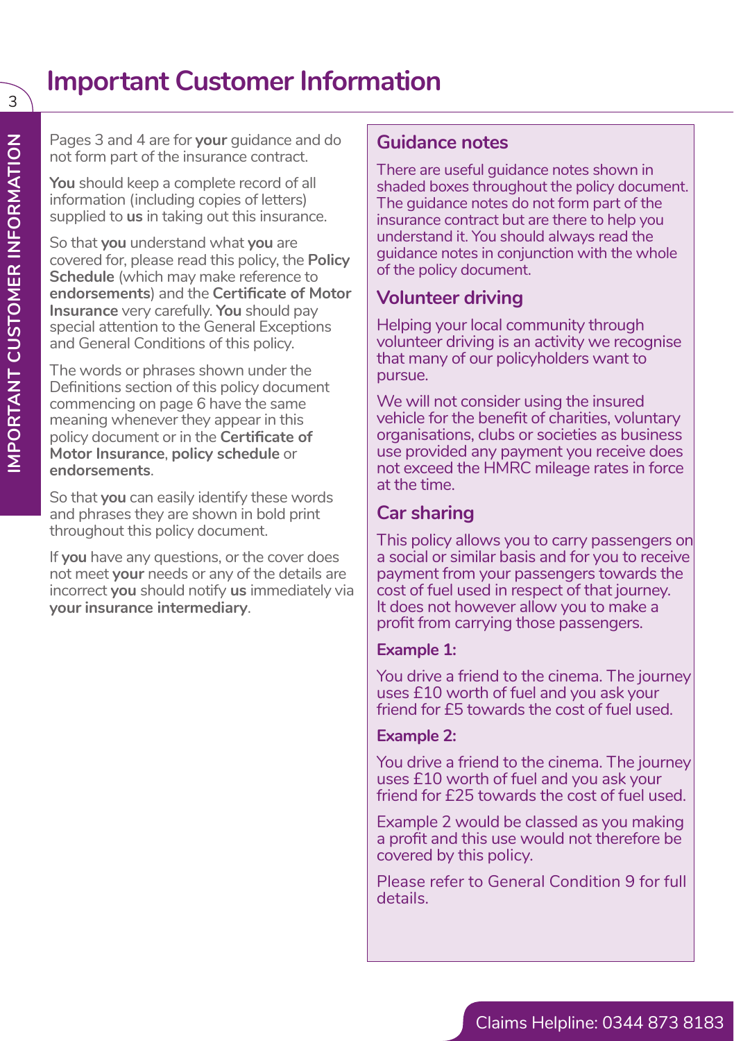// Page number "3", side tab "IMPORTANT CUSTOMER INFORMATION" and "Claims Helpline: 0344 873 8183" footer omitted as running page furniture.
# Important Customer Information

Pages 3 and 4 are for **your** guidance and do not form part of the insurance contract.

**You** should keep a complete record of all information (including copies of letters) supplied to **us** in taking out this insurance.

So that **you** understand what **you** are covered for, please read this policy, the **Policy Schedule** (which may make reference to **endorsements**) and the **Certificate of Motor Insurance** very carefully. **You** should pay special attention to the General Exceptions and General Conditions of this policy.

The words or phrases shown under the Definitions section of this policy document commencing on page 6 have the same meaning whenever they appear in this policy document or in the **Certificate of Motor Insurance**, **policy schedule** or **endorsements**.

So that **you** can easily identify these words and phrases they are shown in bold print throughout this policy document.

If **you** have any questions, or the cover does not meet **your** needs or any of the details are incorrect **you** should notify **us** immediately via **your insurance intermediary**.

## Guidance notes

There are useful guidance notes shown in shaded boxes throughout the policy document. The guidance notes do not form part of the insurance contract but are there to help you understand it. You should always read the guidance notes in conjunction with the whole of the policy document.

## Volunteer driving

Helping your local community through volunteer driving is an activity we recognise that many of our policyholders want to pursue.

We will not consider using the insured vehicle for the benefit of charities, voluntary organisations, clubs or societies as business use provided any payment you receive does not exceed the HMRC mileage rates in force at the time.

## Car sharing

This policy allows you to carry passengers on a social or similar basis and for you to receive payment from your passengers towards the cost of fuel used in respect of that journey. It does not however allow you to make a profit from carrying those passengers.

**Example 1:**

You drive a friend to the cinema. The journey uses £10 worth of fuel and you ask your friend for £5 towards the cost of fuel used.

**Example 2:**

You drive a friend to the cinema. The journey uses £10 worth of fuel and you ask your friend for £25 towards the cost of fuel used.

Example 2 would be classed as you making a profit and this use would not therefore be covered by this policy.

Please refer to General Condition 9 for full details.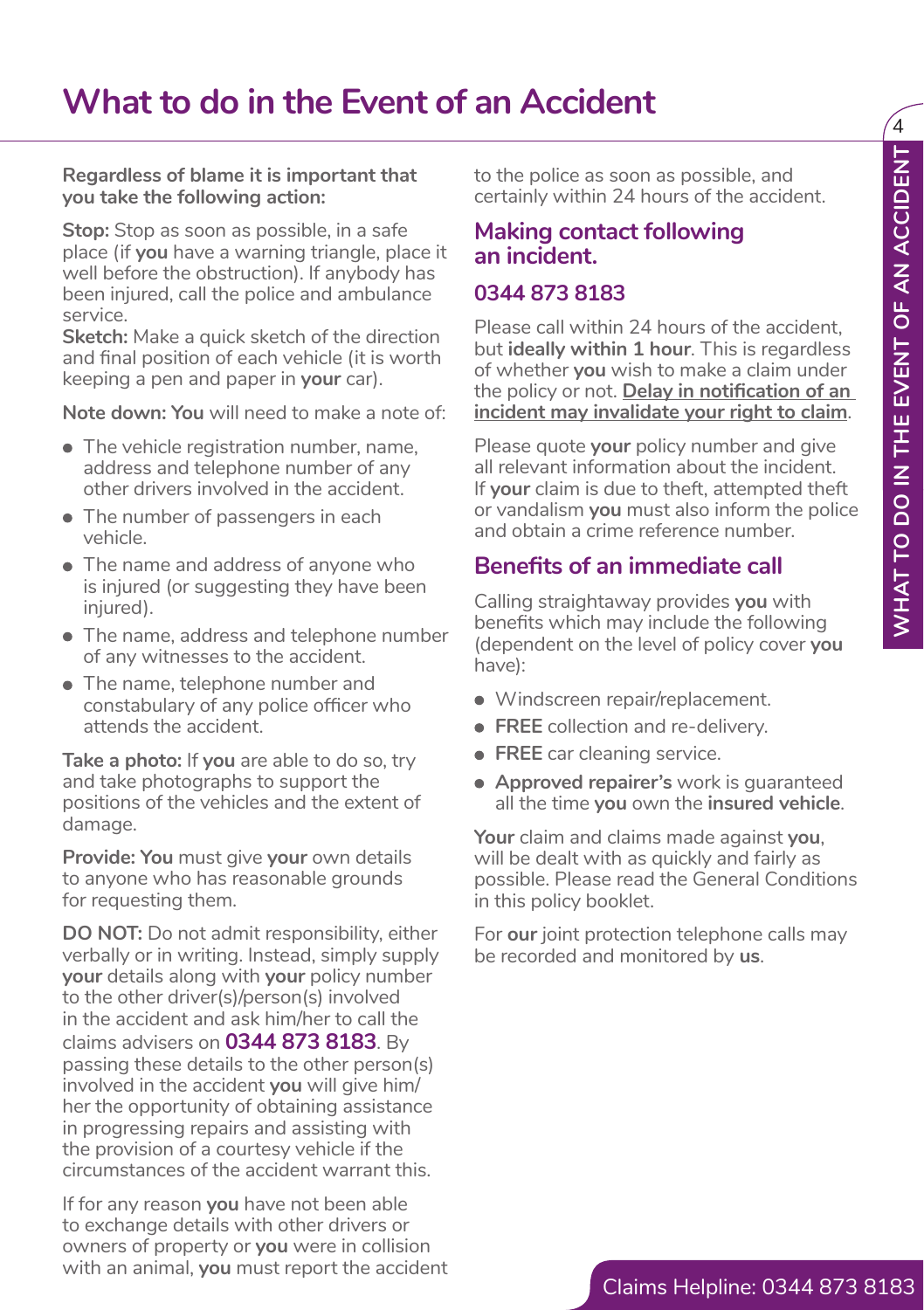# What to do in the Event of an Accident

**Regardless of blame it is important that you take the following action:**

**Stop:** Stop as soon as possible, in a safe place (if **you** have a warning triangle, place it well before the obstruction). If anybody has been injured, call the police and ambulance service.

**Sketch:** Make a quick sketch of the direction and final position of each vehicle (it is worth keeping a pen and paper in **your** car).

**Note down: You** will need to make a note of:

- The vehicle registration number, name, address and telephone number of any other drivers involved in the accident.
- The number of passengers in each vehicle.
- The name and address of anyone who is injured (or suggesting they have been injured).
- The name, address and telephone number of any witnesses to the accident.
- The name, telephone number and constabulary of any police officer who attends the accident.

**Take a photo:** If **you** are able to do so, try and take photographs to support the positions of the vehicles and the extent of damage.

**Provide: You** must give **your** own details to anyone who has reasonable grounds for requesting them.

**DO NOT:** Do not admit responsibility, either verbally or in writing. Instead, simply supply **your** details along with **your** policy number to the other driver(s)/person(s) involved in the accident and ask him/her to call the claims advisers on **0344 873 8183**. By passing these details to the other person(s) involved in the accident **you** will give him/her the opportunity of obtaining assistance in progressing repairs and assisting with the provision of a courtesy vehicle if the circumstances of the accident warrant this.

If for any reason **you** have not been able to exchange details with other drivers or owners of property or **you** were in collision with an animal, **you** must report the accident to the police as soon as possible, and certainly within 24 hours of the accident.

## Making contact following an incident.

## 0344 873 8183

Please call within 24 hours of the accident, but **ideally within 1 hour**. This is regardless of whether **you** wish to make a claim under the policy or not. **Delay in notification of an incident may invalidate your right to claim**.

Please quote **your** policy number and give all relevant information about the incident. If **your** claim is due to theft, attempted theft or vandalism **you** must also inform the police and obtain a crime reference number.

## Benefits of an immediate call

Calling straightaway provides **you** with benefits which may include the following (dependent on the level of policy cover **you** have):

- Windscreen repair/replacement.
- **FREE** collection and re-delivery.
- **FREE** car cleaning service.
- **Approved repairer's** work is guaranteed all the time **you** own the **insured vehicle**.

**Your** claim and claims made against **you**, will be dealt with as quickly and fairly as possible. Please read the General Conditions in this policy booklet.

For **our** joint protection telephone calls may be recorded and monitored by **us**.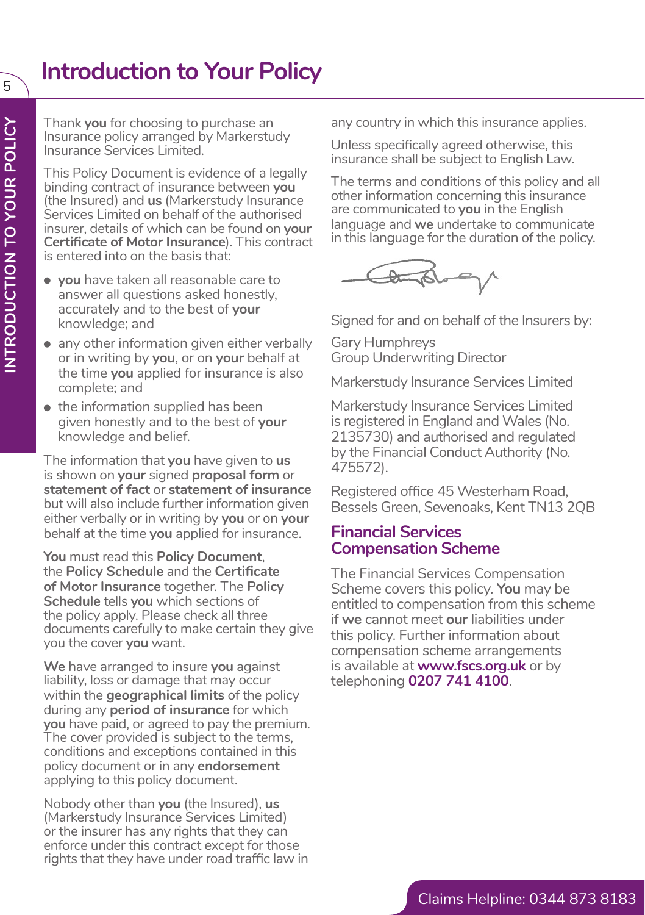# Introduction to Your Policy

Thank **you** for choosing to purchase an Insurance policy arranged by Markerstudy Insurance Services Limited.

This Policy Document is evidence of a legally binding contract of insurance between **you** (the Insured) and **us** (Markerstudy Insurance Services Limited on behalf of the authorised insurer, details of which can be found on **your Certificate of Motor Insurance**). This contract is entered into on the basis that:

- **you** have taken all reasonable care to answer all questions asked honestly, accurately and to the best of **your** knowledge; and
- any other information given either verbally or in writing by **you**, or on **your** behalf at the time **you** applied for insurance is also complete; and
- the information supplied has been given honestly and to the best of **your** knowledge and belief.

The information that **you** have given to **us** is shown on **your** signed **proposal form** or **statement of fact** or **statement of insurance** but will also include further information given either verbally or in writing by **you** or on **your** behalf at the time **you** applied for insurance.

**You** must read this **Policy Document**, the **Policy Schedule** and the **Certificate of Motor Insurance** together. The **Policy Schedule** tells **you** which sections of the policy apply. Please check all three documents carefully to make certain they give you the cover **you** want.

**We** have arranged to insure **you** against liability, loss or damage that may occur within the **geographical limits** of the policy during any **period of insurance** for which **you** have paid, or agreed to pay the premium. The cover provided is subject to the terms, conditions and exceptions contained in this policy document or in any **endorsement** applying to this policy document.

Nobody other than **you** (the Insured), **us** (Markerstudy Insurance Services Limited) or the insurer has any rights that they can enforce under this contract except for those rights that they have under road traffic law in any country in which this insurance applies.

Unless specifically agreed otherwise, this insurance shall be subject to English Law.

The terms and conditions of this policy and all other information concerning this insurance are communicated to **you** in the English language and **we** undertake to communicate in this language for the duration of the policy.

Signed for and on behalf of the Insurers by:

Gary Humphreys
Group Underwriting Director

Markerstudy Insurance Services Limited

Markerstudy Insurance Services Limited is registered in England and Wales (No. 2135730) and authorised and regulated by the Financial Conduct Authority (No. 475572).

Registered office 45 Westerham Road, Bessels Green, Sevenoaks, Kent TN13 2QB

## Financial Services Compensation Scheme

The Financial Services Compensation Scheme covers this policy. **You** may be entitled to compensation from this scheme if **we** cannot meet **our** liabilities under this policy. Further information about compensation scheme arrangements is available at **www.fscs.org.uk** or by telephoning **0207 741 4100**.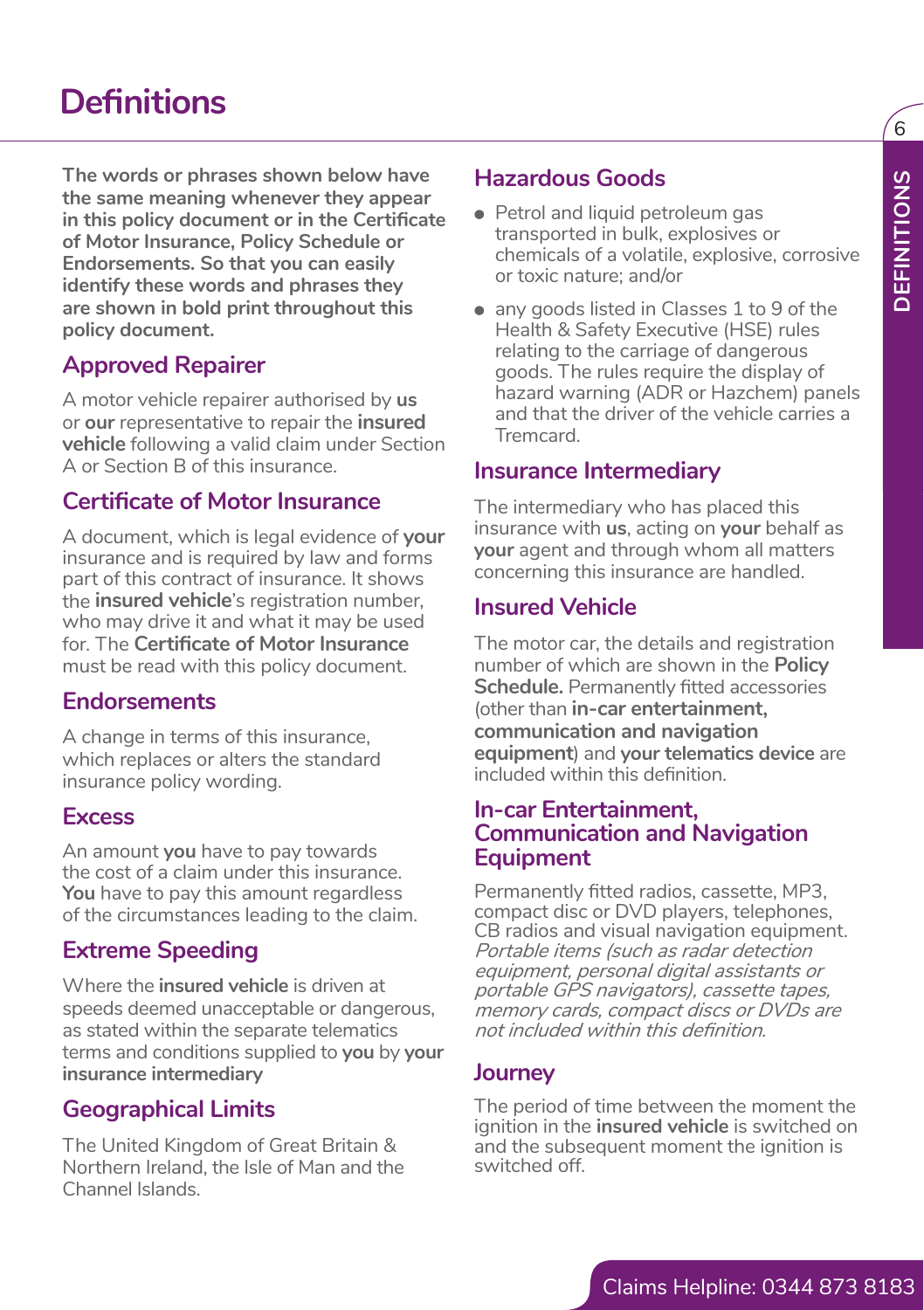# Definitions

**The words or phrases shown below have the same meaning whenever they appear in this policy document or in the Certificate of Motor Insurance, Policy Schedule or Endorsements. So that you can easily identify these words and phrases they are shown in bold print throughout this policy document.**

## Approved Repairer

A motor vehicle repairer authorised by **us** or **our** representative to repair the **insured vehicle** following a valid claim under Section A or Section B of this insurance.

## Certificate of Motor Insurance

A document, which is legal evidence of **your** insurance and is required by law and forms part of this contract of insurance. It shows the **insured vehicle**'s registration number, who may drive it and what it may be used for. The **Certificate of Motor Insurance** must be read with this policy document.

## Endorsements

A change in terms of this insurance, which replaces or alters the standard insurance policy wording.

## Excess

An amount **you** have to pay towards the cost of a claim under this insurance. **You** have to pay this amount regardless of the circumstances leading to the claim.

## Extreme Speeding

Where the **insured vehicle** is driven at speeds deemed unacceptable or dangerous, as stated within the separate telematics terms and conditions supplied to **you** by **your insurance intermediary**

## Geographical Limits

The United Kingdom of Great Britain & Northern Ireland, the Isle of Man and the Channel Islands.

## Hazardous Goods

- Petrol and liquid petroleum gas transported in bulk, explosives or chemicals of a volatile, explosive, corrosive or toxic nature; and/or
- any goods listed in Classes 1 to 9 of the Health & Safety Executive (HSE) rules relating to the carriage of dangerous goods. The rules require the display of hazard warning (ADR or Hazchem) panels and that the driver of the vehicle carries a Tremcard.

## Insurance Intermediary

The intermediary who has placed this insurance with **us**, acting on **your** behalf as **your** agent and through whom all matters concerning this insurance are handled.

## Insured Vehicle

The motor car, the details and registration number of which are shown in the **Policy Schedule.** Permanently fitted accessories (other than **in-car entertainment, communication and navigation equipment**) and **your telematics device** are included within this definition.

## In-car Entertainment, Communication and Navigation Equipment

Permanently fitted radios, cassette, MP3, compact disc or DVD players, telephones, CB radios and visual navigation equipment. *Portable items (such as radar detection equipment, personal digital assistants or portable GPS navigators), cassette tapes, memory cards, compact discs or DVDs are not included within this definition.*

## Journey

The period of time between the moment the ignition in the **insured vehicle** is switched on and the subsequent moment the ignition is switched off.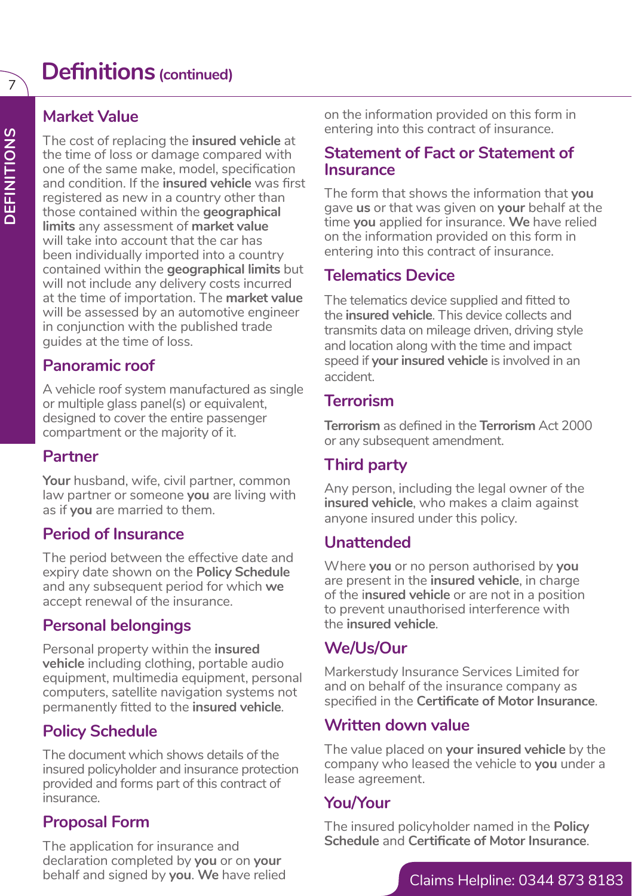# Definitions (continued)

## Market Value

The cost of replacing the **insured vehicle** at the time of loss or damage compared with one of the same make, model, specification and condition. If the **insured vehicle** was first registered as new in a country other than those contained within the **geographical limits** any assessment of **market value** will take into account that the car has been individually imported into a country contained within the **geographical limits** but will not include any delivery costs incurred at the time of importation. The **market value** will be assessed by an automotive engineer in conjunction with the published trade guides at the time of loss.

## Panoramic roof

A vehicle roof system manufactured as single or multiple glass panel(s) or equivalent, designed to cover the entire passenger compartment or the majority of it.

## Partner

**Your** husband, wife, civil partner, common law partner or someone **you** are living with as if **you** are married to them.

## Period of Insurance

The period between the effective date and expiry date shown on the **Policy Schedule** and any subsequent period for which **we** accept renewal of the insurance.

## Personal belongings

Personal property within the **insured vehicle** including clothing, portable audio equipment, multimedia equipment, personal computers, satellite navigation systems not permanently fitted to the **insured vehicle**.

## Policy Schedule

The document which shows details of the insured policyholder and insurance protection provided and forms part of this contract of insurance.

## Proposal Form

The application for insurance and declaration completed by **you** or on **your** behalf and signed by **you**. **We** have relied on the information provided on this form in entering into this contract of insurance.

## Statement of Fact or Statement of Insurance

The form that shows the information that **you** gave **us** or that was given on **your** behalf at the time **you** applied for insurance. **We** have relied on the information provided on this form in entering into this contract of insurance.

## Telematics Device

The telematics device supplied and fitted to the **insured vehicle**. This device collects and transmits data on mileage driven, driving style and location along with the time and impact speed if **your insured vehicle** is involved in an accident.

## Terrorism

**Terrorism** as defined in the **Terrorism** Act 2000 or any subsequent amendment.

## Third party

Any person, including the legal owner of the **insured vehicle**, who makes a claim against anyone insured under this policy.

## Unattended

Where **you** or no person authorised by **you** are present in the **insured vehicle**, in charge of the **insured vehicle** or are not in a position to prevent unauthorised interference with the **insured vehicle**.

## We/Us/Our

Markerstudy Insurance Services Limited for and on behalf of the insurance company as specified in the **Certificate of Motor Insurance**.

## Written down value

The value placed on **your insured vehicle** by the company who leased the vehicle to **you** under a lease agreement.

## You/Your

The insured policyholder named in the **Policy Schedule** and **Certificate of Motor Insurance**.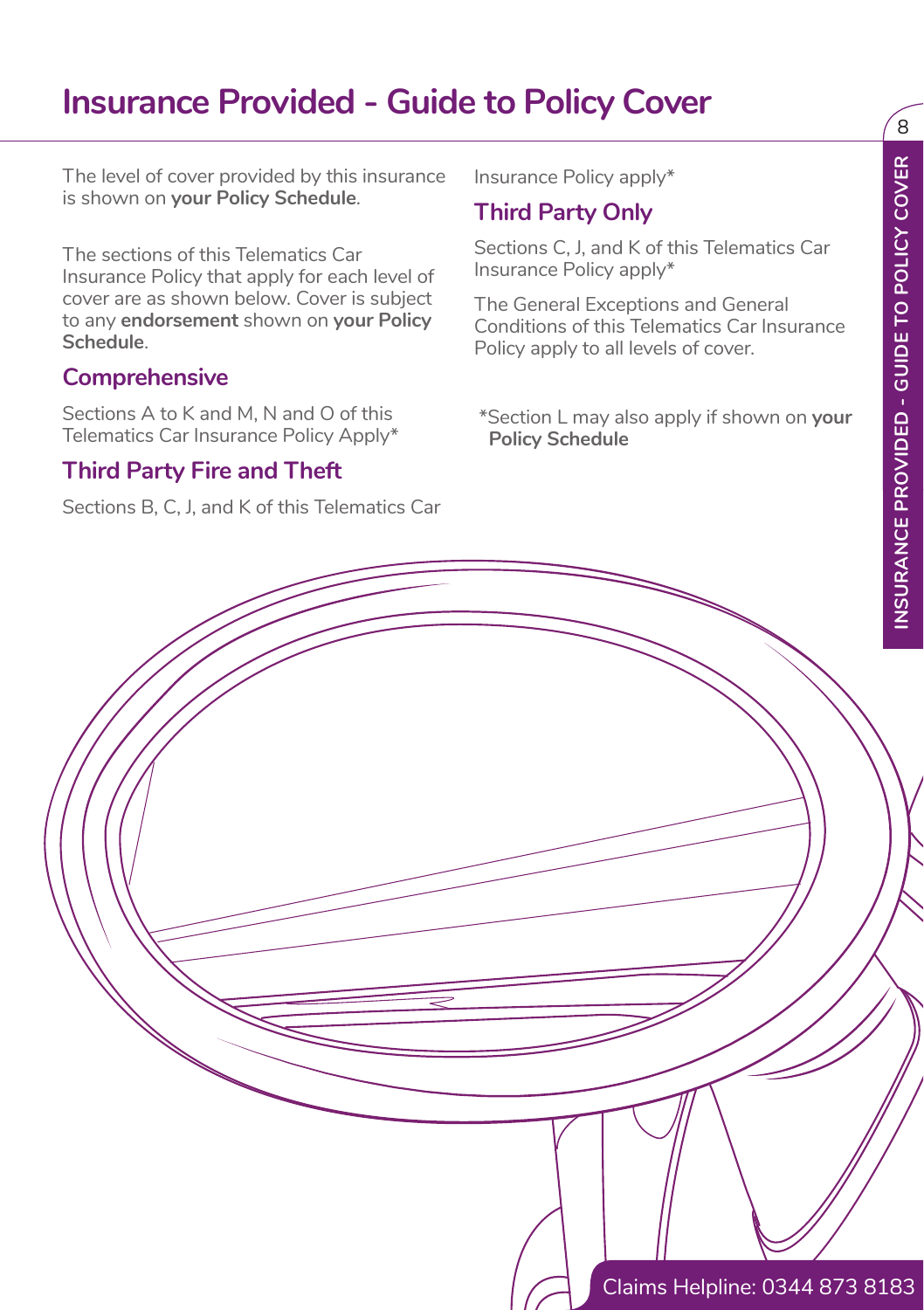# Insurance Provided - Guide to Policy Cover

The level of cover provided by this insurance is shown on **your Policy Schedule**.

The sections of this Telematics Car Insurance Policy that apply for each level of cover are as shown below. Cover is subject to any **endorsement** shown on **your Policy Schedule**.

## Comprehensive

Sections A to K and M, N and O of this Telematics Car Insurance Policy Apply*

## Third Party Fire and Theft

Sections B, C, J, and K of this Telematics Car Insurance Policy apply*

## Third Party Only

Sections C, J, and K of this Telematics Car Insurance Policy apply*

The General Exceptions and General Conditions of this Telematics Car Insurance Policy apply to all levels of cover.

*Section L may also apply if shown on **your Policy Schedule**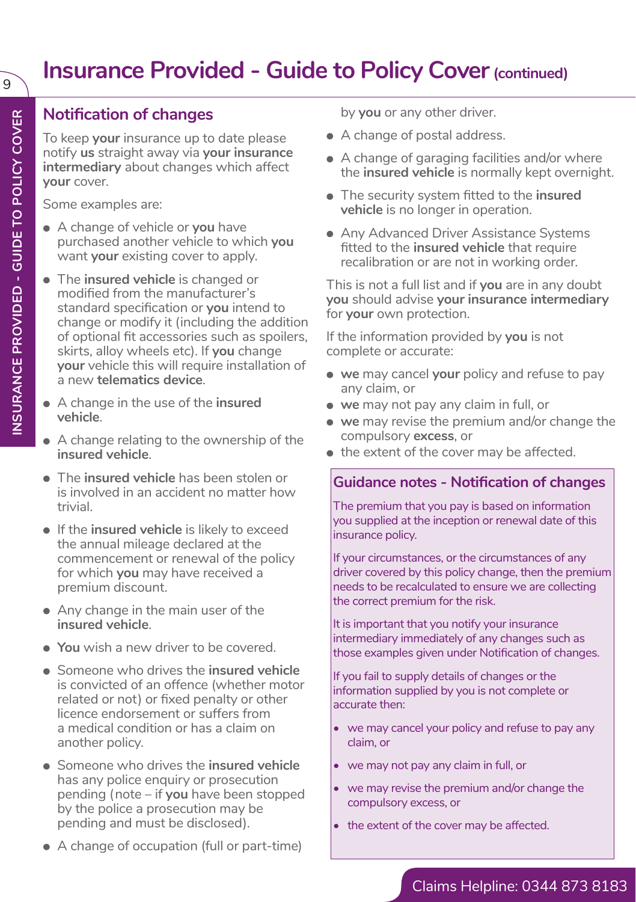# Insurance Provided - Guide to Policy Cover (continued)

## Notification of changes

To keep **your** insurance up to date please notify **us** straight away via **your insurance intermediary** about changes which affect **your** cover.

Some examples are:

- A change of vehicle or **you** have purchased another vehicle to which **you** want **your** existing cover to apply.
- The **insured vehicle** is changed or modified from the manufacturer's standard specification or **you** intend to change or modify it (including the addition of optional fit accessories such as spoilers, skirts, alloy wheels etc). If **you** change **your** vehicle this will require installation of a new **telematics device**.
- A change in the use of the **insured vehicle**.
- A change relating to the ownership of the **insured vehicle**.
- The **insured vehicle** has been stolen or is involved in an accident no matter how trivial.
- If the **insured vehicle** is likely to exceed the annual mileage declared at the commencement or renewal of the policy for which **you** may have received a premium discount.
- Any change in the main user of the **insured vehicle**.
- **You** wish a new driver to be covered.
- Someone who drives the **insured vehicle** is convicted of an offence (whether motor related or not) or fixed penalty or other licence endorsement or suffers from a medical condition or has a claim on another policy.
- Someone who drives the **insured vehicle** has any police enquiry or prosecution pending (note – if **you** have been stopped by the police a prosecution may be pending and must be disclosed).
- A change of occupation (full or part-time) by **you** or any other driver.
- A change of postal address.
- A change of garaging facilities and/or where the **insured vehicle** is normally kept overnight.
- The security system fitted to the **insured vehicle** is no longer in operation.
- Any Advanced Driver Assistance Systems fitted to the **insured vehicle** that require recalibration or are not in working order.

This is not a full list and if **you** are in any doubt **you** should advise **your insurance intermediary** for **your** own protection.

If the information provided by **you** is not complete or accurate:

- **we** may cancel **your** policy and refuse to pay any claim, or
- **we** may not pay any claim in full, or
- **we** may revise the premium and/or change the compulsory **excess**, or
- the extent of the cover may be affected.

### Guidance notes - Notification of changes

The premium that you pay is based on information you supplied at the inception or renewal date of this insurance policy.

If your circumstances, or the circumstances of any driver covered by this policy change, then the premium needs to be recalculated to ensure we are collecting the correct premium for the risk.

It is important that you notify your insurance intermediary immediately of any changes such as those examples given under Notification of changes.

If you fail to supply details of changes or the information supplied by you is not complete or accurate then:

- we may cancel your policy and refuse to pay any claim, or
- we may not pay any claim in full, or
- we may revise the premium and/or change the compulsory excess, or
- the extent of the cover may be affected.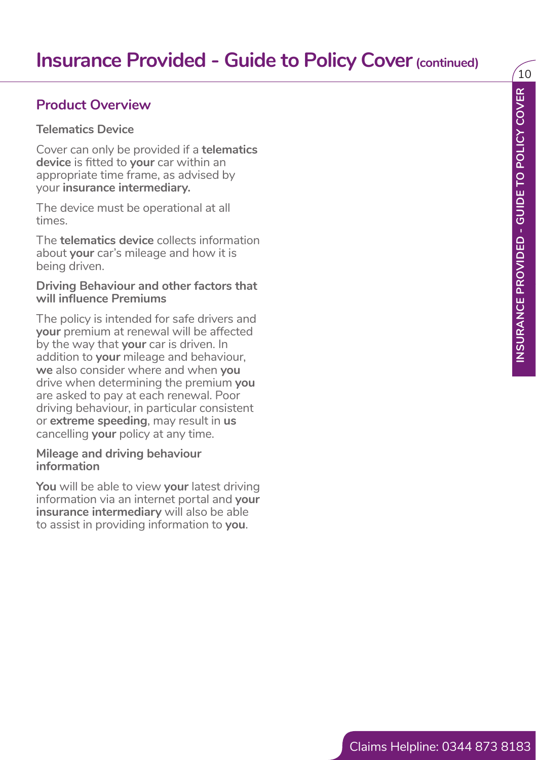# Insurance Provided - Guide to Policy Cover (continued)

## Product Overview

### Telematics Device

Cover can only be provided if a **telematics device** is fitted to **your** car within an appropriate time frame, as advised by your **insurance intermediary.**

The device must be operational at all times.

The **telematics device** collects information about **your** car's mileage and how it is being driven.

### Driving Behaviour and other factors that will influence Premiums

The policy is intended for safe drivers and **your** premium at renewal will be affected by the way that **your** car is driven. In addition to **your** mileage and behaviour, **we** also consider where and when **you** drive when determining the premium **you** are asked to pay at each renewal. Poor driving behaviour, in particular consistent or **extreme speeding**, may result in **us** cancelling **your** policy at any time.

### Mileage and driving behaviour information

**You** will be able to view **your** latest driving information via an internet portal and **your insurance intermediary** will also be able to assist in providing information to **you**.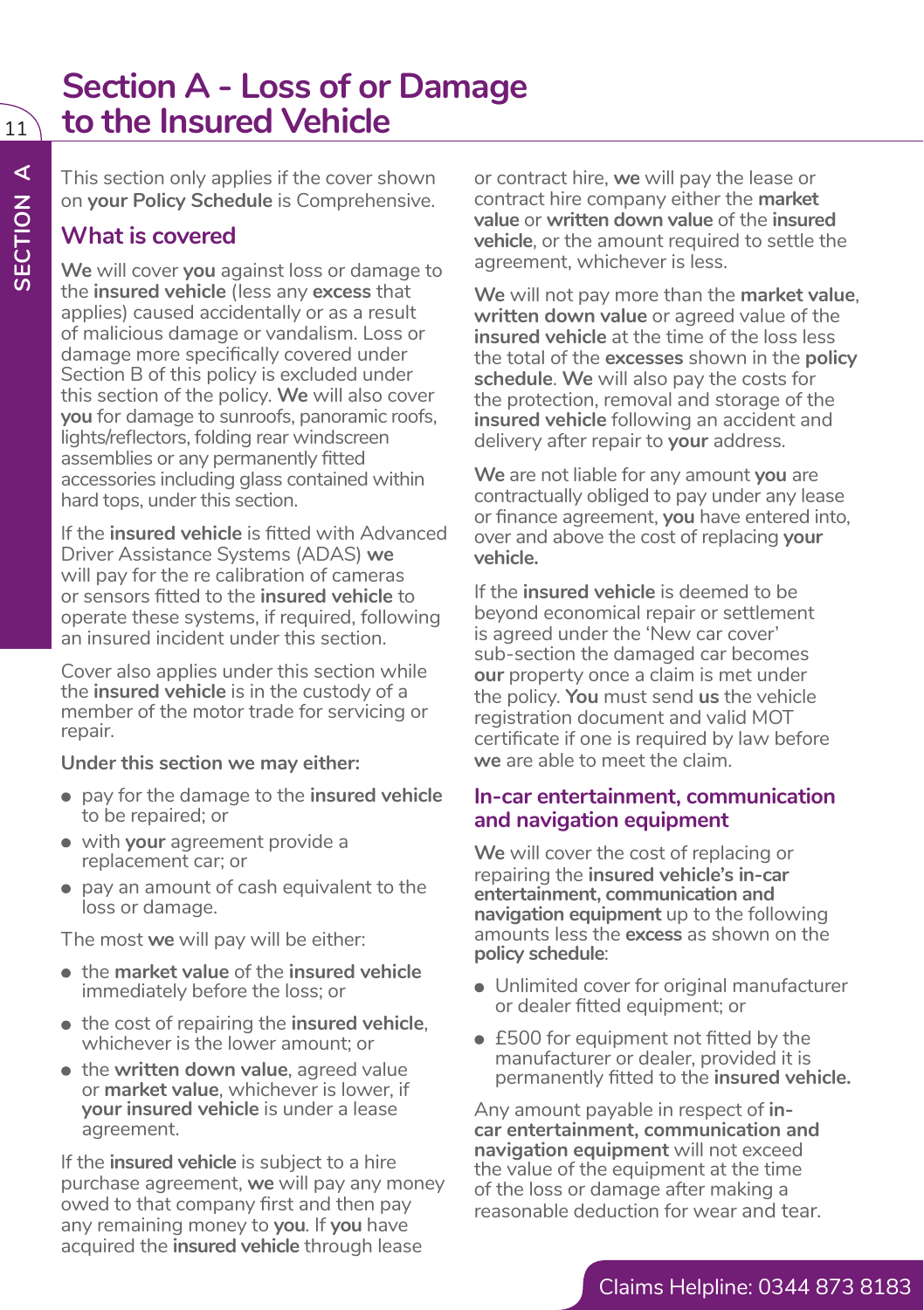# Section A - Loss of or Damage to the Insured Vehicle

This section only applies if the cover shown on **your Policy Schedule** is Comprehensive.

## What is covered

**We** will cover **you** against loss or damage to the **insured vehicle** (less any **excess** that applies) caused accidentally or as a result of malicious damage or vandalism. Loss or damage more specifically covered under Section B of this policy is excluded under this section of the policy. **We** will also cover **you** for damage to sunroofs, panoramic roofs, lights/reflectors, folding rear windscreen assemblies or any permanently fitted accessories including glass contained within hard tops, under this section.

If the **insured vehicle** is fitted with Advanced Driver Assistance Systems (ADAS) **we** will pay for the re calibration of cameras or sensors fitted to the **insured vehicle** to operate these systems, if required, following an insured incident under this section.

Cover also applies under this section while the **insured vehicle** is in the custody of a member of the motor trade for servicing or repair.

**Under this section we may either:**

- pay for the damage to the **insured vehicle** to be repaired; or
- with **your** agreement provide a replacement car; or
- pay an amount of cash equivalent to the loss or damage.

The most **we** will pay will be either:

- the **market value** of the **insured vehicle** immediately before the loss; or
- the cost of repairing the **insured vehicle**, whichever is the lower amount; or
- the **written down value**, agreed value or **market value**, whichever is lower, if **your insured vehicle** is under a lease agreement.

If the **insured vehicle** is subject to a hire purchase agreement, **we** will pay any money owed to that company first and then pay any remaining money to **you**. If **you** have acquired the **insured vehicle** through lease or contract hire, **we** will pay the lease or contract hire company either the **market value** or **written down value** of the **insured vehicle**, or the amount required to settle the agreement, whichever is less.

**We** will not pay more than the **market value**, **written down value** or agreed value of the **insured vehicle** at the time of the loss less the total of the **excesses** shown in the **policy schedule**. **We** will also pay the costs for the protection, removal and storage of the **insured vehicle** following an accident and delivery after repair to **your** address.

**We** are not liable for any amount **you** are contractually obliged to pay under any lease or finance agreement, **you** have entered into, over and above the cost of replacing **your vehicle.**

If the **insured vehicle** is deemed to be beyond economical repair or settlement is agreed under the 'New car cover' sub-section the damaged car becomes **our** property once a claim is met under the policy. **You** must send **us** the vehicle registration document and valid MOT certificate if one is required by law before **we** are able to meet the claim.

## In-car entertainment, communication and navigation equipment

**We** will cover the cost of replacing or repairing the **insured vehicle's in-car entertainment, communication and navigation equipment** up to the following amounts less the **excess** as shown on the **policy schedule**:

- Unlimited cover for original manufacturer or dealer fitted equipment; or
- £500 for equipment not fitted by the manufacturer or dealer, provided it is permanently fitted to the **insured vehicle.**

Any amount payable in respect of **in-car entertainment, communication and navigation equipment** will not exceed the value of the equipment at the time of the loss or damage after making a reasonable deduction for wear and tear.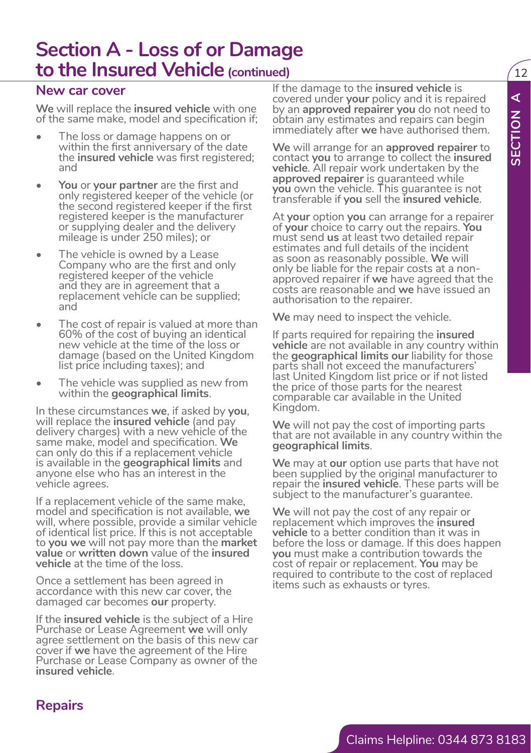# Section A - Loss of or Damage to the Insured Vehicle (continued)

## New car cover

**We** will replace the **insured vehicle** with one of the same make, model and specification if;

- The loss or damage happens on or within the first anniversary of the date the **insured vehicle** was first registered; and
- **You** or **your partner** are the first and only registered keeper of the vehicle (or the second registered keeper if the first registered keeper is the manufacturer or supplying dealer and the delivery mileage is under 250 miles); or
- The vehicle is owned by a Lease Company who are the first and only registered keeper of the vehicle and they are in agreement that a replacement vehicle can be supplied; and
- The cost of repair is valued at more than 60% of the cost of buying an identical new vehicle at the time of the loss or damage (based on the United Kingdom list price including taxes); and
- The vehicle was supplied as new from within the **geographical limits**.

In these circumstances **we**, if asked by **you**, will replace the **insured vehicle** (and pay delivery charges) with a new vehicle of the same make, model and specification. **We** can only do this if a replacement vehicle is available in the **geographical limits** and anyone else who has an interest in the vehicle agrees.

If a replacement vehicle of the same make, model and specification is not available, **we** will, where possible, provide a similar vehicle of identical list price. If this is not acceptable to **you we** will not pay more than the **market value** or **written down** value of the **insured vehicle** at the time of the loss.

Once a settlement has been agreed in accordance with this new car cover, the damaged car becomes **our** property.

If the **insured vehicle** is the subject of a Hire Purchase or Lease Agreement **we** will only agree settlement on the basis of this new car cover if **we** have the agreement of the Hire Purchase or Lease Company as owner of the **insured vehicle**.

## Repairs

If the damage to the **insured vehicle** is covered under **your** policy and it is repaired by an **approved repairer you** do not need to obtain any estimates and repairs can begin immediately after **we** have authorised them.

**We** will arrange for an **approved repairer** to contact **you** to arrange to collect the **insured vehicle**. All repair work undertaken by the **approved repairer** is guaranteed while **you** own the vehicle. This guarantee is not transferable if **you** sell the **insured vehicle**.

At **your** option **you** can arrange for a repairer of **your** choice to carry out the repairs. **You** must send **us** at least two detailed repair estimates and full details of the incident as soon as reasonably possible. **We** will only be liable for the repair costs at a non-approved repairer if **we** have agreed that the costs are reasonable and **we** have issued an authorisation to the repairer.

**We** may need to inspect the vehicle.

If parts required for repairing the **insured vehicle** are not available in any country within the **geographical limits our** liability for those parts shall not exceed the manufacturers' last United Kingdom list price or if not listed the price of those parts for the nearest comparable car available in the United Kingdom.

**We** will not pay the cost of importing parts that are not available in any country within the **geographical limits**.

**We** may at **our** option use parts that have not been supplied by the original manufacturer to repair the **insured vehicle**. These parts will be subject to the manufacturer's guarantee.

**We** will not pay the cost of any repair or replacement which improves the **insured vehicle** to a better condition than it was in before the loss or damage. If this does happen **you** must make a contribution towards the cost of repair or replacement. **You** may be required to contribute to the cost of replaced items such as exhausts or tyres.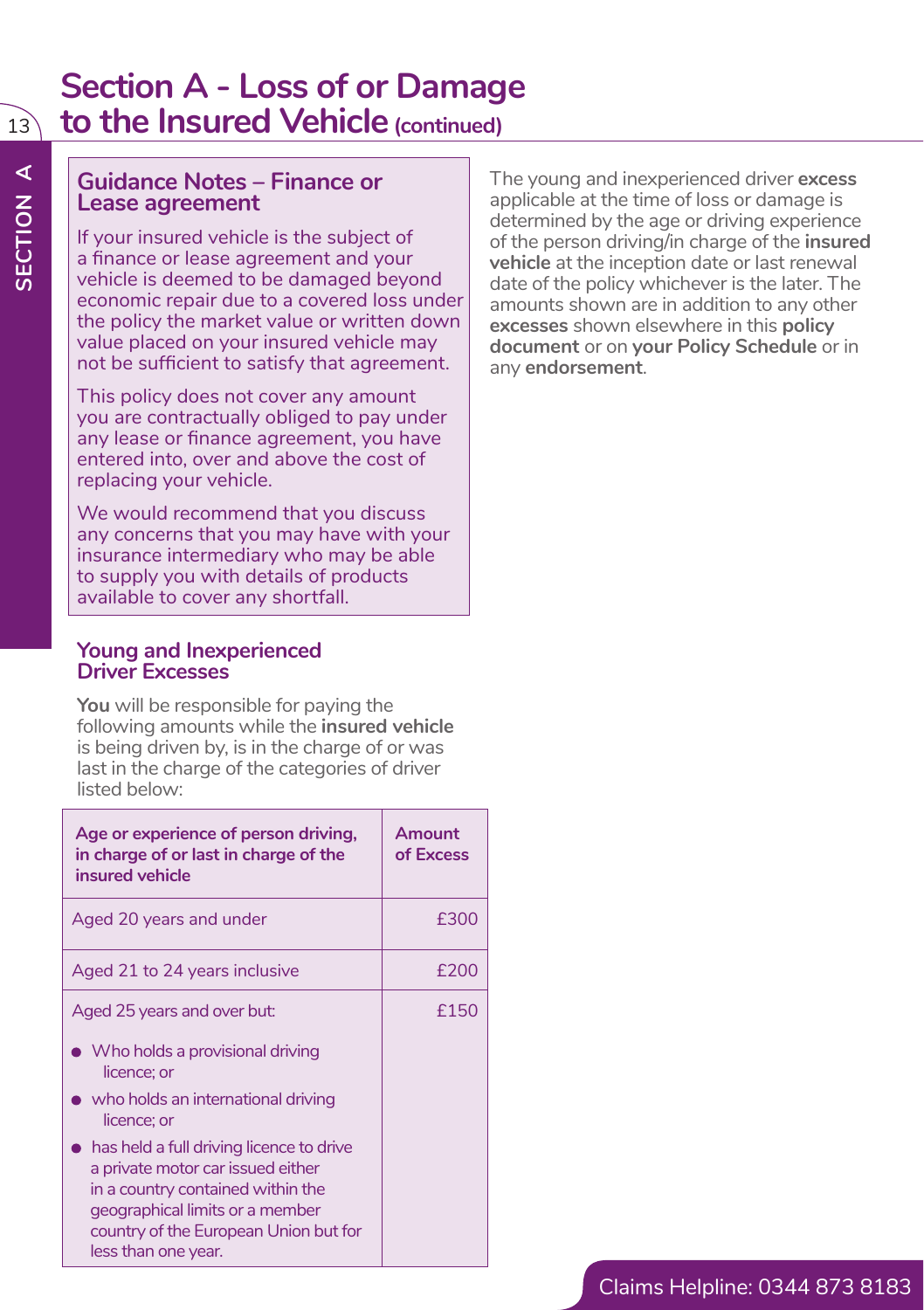# Section A - Loss of or Damage to the Insured Vehicle (continued)

## Guidance Notes – Finance or Lease agreement

If your insured vehicle is the subject of a finance or lease agreement and your vehicle is deemed to be damaged beyond economic repair due to a covered loss under the policy the market value or written down value placed on your insured vehicle may not be sufficient to satisfy that agreement.

This policy does not cover any amount you are contractually obliged to pay under any lease or finance agreement, you have entered into, over and above the cost of replacing your vehicle.

We would recommend that you discuss any concerns that you may have with your insurance intermediary who may be able to supply you with details of products available to cover any shortfall.

## Young and Inexperienced Driver Excesses

**You** will be responsible for paying the following amounts while the **insured vehicle** is being driven by, is in the charge of or was last in the charge of the categories of driver listed below:

| Age or experience of person driving, in charge of or last in charge of the insured vehicle | Amount of Excess |
|---|---|
| Aged 20 years and under | £300 |
| Aged 21 to 24 years inclusive | £200 |
| Aged 25 years and over but:<br>• Who holds a provisional driving licence; or<br>• who holds an international driving licence; or<br>• has held a full driving licence to drive a private motor car issued either in a country contained within the geographical limits or a member country of the European Union but for less than one year. | £150 |

The young and inexperienced driver **excess** applicable at the time of loss or damage is determined by the age or driving experience of the person driving/in charge of the **insured vehicle** at the inception date or last renewal date of the policy whichever is the later. The amounts shown are in addition to any other **excesses** shown elsewhere in this **policy document** or on **your Policy Schedule** or in any **endorsement**.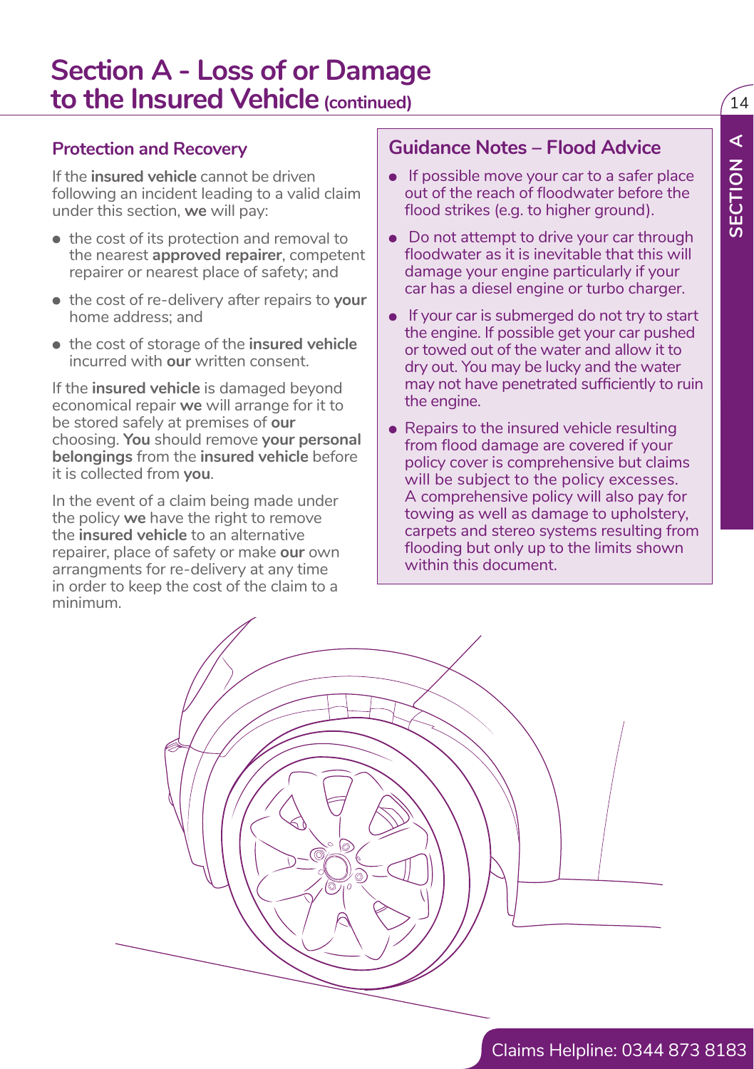# Section A - Loss of or Damage to the Insured Vehicle (continued)

## Protection and Recovery

If the **insured vehicle** cannot be driven following an incident leading to a valid claim under this section, **we** will pay:

- the cost of its protection and removal to the nearest **approved repairer**, competent repairer or nearest place of safety; and
- the cost of re-delivery after repairs to **your** home address; and
- the cost of storage of the **insured vehicle** incurred with **our** written consent.

If the **insured vehicle** is damaged beyond economical repair **we** will arrange for it to be stored safely at premises of **our** choosing. **You** should remove **your personal belongings** from the **insured vehicle** before it is collected from **you**.

In the event of a claim being made under the policy **we** have the right to remove the **insured vehicle** to an alternative repairer, place of safety or make **our** own arrangments for re-delivery at any time in order to keep the cost of the claim to a minimum.

## Guidance Notes – Flood Advice

- If possible move your car to a safer place out of the reach of floodwater before the flood strikes (e.g. to higher ground).
- Do not attempt to drive your car through floodwater as it is inevitable that this will damage your engine particularly if your car has a diesel engine or turbo charger.
- If your car is submerged do not try to start the engine. If possible get your car pushed or towed out of the water and allow it to dry out. You may be lucky and the water may not have penetrated sufficiently to ruin the engine.
- Repairs to the insured vehicle resulting from flood damage are covered if your policy cover is comprehensive but claims will be subject to the policy excesses. A comprehensive policy will also pay for towing as well as damage to upholstery, carpets and stereo systems resulting from flooding but only up to the limits shown within this document.

Claims Helpline: 0344 873 8183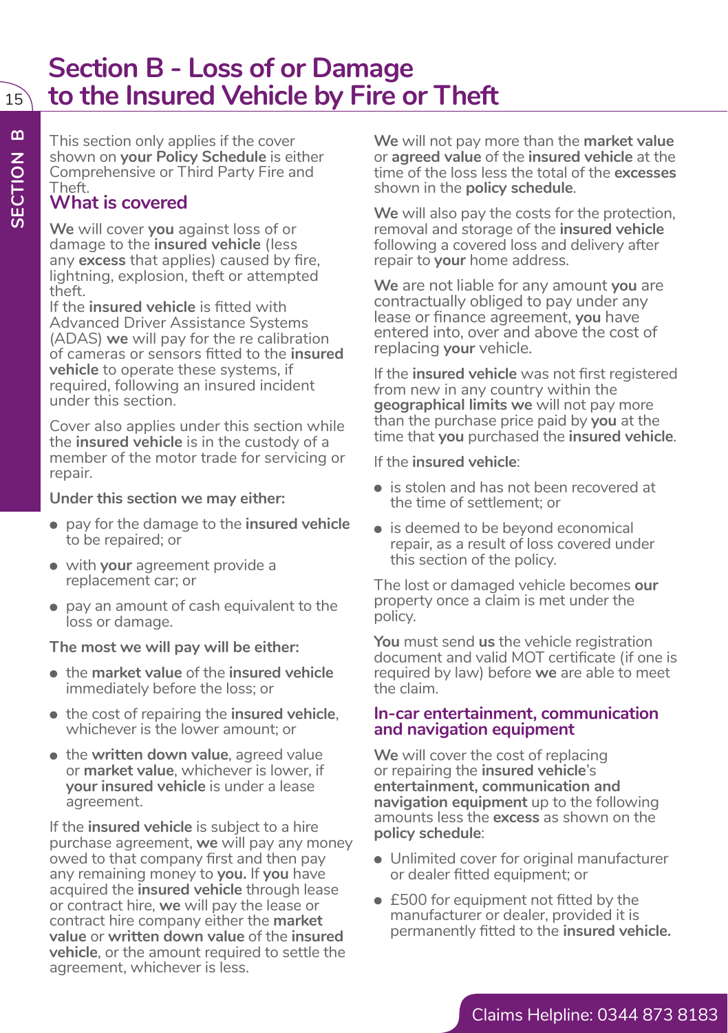# Section B - Loss of or Damage to the Insured Vehicle by Fire or Theft

This section only applies if the cover shown on **your Policy Schedule** is either Comprehensive or Third Party Fire and Theft.

## What is covered

**We** will cover **you** against loss of or damage to the **insured vehicle** (less any **excess** that applies) caused by fire, lightning, explosion, theft or attempted theft.

If the **insured vehicle** is fitted with Advanced Driver Assistance Systems (ADAS) **we** will pay for the re calibration of cameras or sensors fitted to the **insured vehicle** to operate these systems, if required, following an insured incident under this section.

Cover also applies under this section while the **insured vehicle** is in the custody of a member of the motor trade for servicing or repair.

**Under this section we may either:**

- pay for the damage to the **insured vehicle** to be repaired; or
- with **your** agreement provide a replacement car; or
- pay an amount of cash equivalent to the loss or damage.

**The most we will pay will be either:**

- the **market value** of the **insured vehicle** immediately before the loss; or
- the cost of repairing the **insured vehicle**, whichever is the lower amount; or
- the **written down value**, agreed value or **market value**, whichever is lower, if **your insured vehicle** is under a lease agreement.

If the **insured vehicle** is subject to a hire purchase agreement, **we** will pay any money owed to that company first and then pay any remaining money to **you.** If **you** have acquired the **insured vehicle** through lease or contract hire, **we** will pay the lease or contract hire company either the **market value** or **written down value** of the **insured vehicle**, or the amount required to settle the agreement, whichever is less.

**We** will not pay more than the **market value** or **agreed value** of the **insured vehicle** at the time of the loss less the total of the **excesses** shown in the **policy schedule**.

**We** will also pay the costs for the protection, removal and storage of the **insured vehicle** following a covered loss and delivery after repair to **your** home address.

**We** are not liable for any amount **you** are contractually obliged to pay under any lease or finance agreement, **you** have entered into, over and above the cost of replacing **your** vehicle.

If the **insured vehicle** was not first registered from new in any country within the **geographical limits we** will not pay more than the purchase price paid by **you** at the time that **you** purchased the **insured vehicle**.

If the **insured vehicle**:

- is stolen and has not been recovered at the time of settlement; or
- is deemed to be beyond economical repair, as a result of loss covered under this section of the policy.

The lost or damaged vehicle becomes **our** property once a claim is met under the policy.

**You** must send **us** the vehicle registration document and valid MOT certificate (if one is required by law) before **we** are able to meet the claim.

### In-car entertainment, communication and navigation equipment

**We** will cover the cost of replacing or repairing the **insured vehicle**'s **entertainment, communication and navigation equipment** up to the following amounts less the **excess** as shown on the **policy schedule**:

- Unlimited cover for original manufacturer or dealer fitted equipment; or
- £500 for equipment not fitted by the manufacturer or dealer, provided it is permanently fitted to the **insured vehicle.**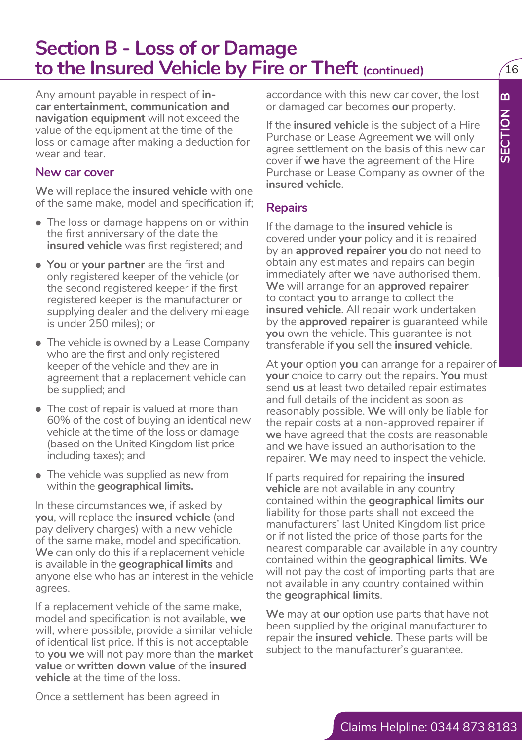# Section B - Loss of or Damage to the Insured Vehicle by Fire or Theft (continued)

Any amount payable in respect of **in-car entertainment, communication and navigation equipment** will not exceed the value of the equipment at the time of the loss or damage after making a deduction for wear and tear.

### New car cover

**We** will replace the **insured vehicle** with one of the same make, model and specification if;

- The loss or damage happens on or within the first anniversary of the date the **insured vehicle** was first registered; and
- **You** or **your partner** are the first and only registered keeper of the vehicle (or the second registered keeper if the first registered keeper is the manufacturer or supplying dealer and the delivery mileage is under 250 miles); or
- The vehicle is owned by a Lease Company who are the first and only registered keeper of the vehicle and they are in agreement that a replacement vehicle can be supplied; and
- The cost of repair is valued at more than 60% of the cost of buying an identical new vehicle at the time of the loss or damage (based on the United Kingdom list price including taxes); and
- The vehicle was supplied as new from within the **geographical limits.**

In these circumstances **we**, if asked by **you**, will replace the **insured vehicle** (and pay delivery charges) with a new vehicle of the same make, model and specification. **We** can only do this if a replacement vehicle is available in the **geographical limits** and anyone else who has an interest in the vehicle agrees.

If a replacement vehicle of the same make, model and specification is not available, **we** will, where possible, provide a similar vehicle of identical list price. If this is not acceptable to **you we** will not pay more than the **market value** or **written down value** of the **insured vehicle** at the time of the loss.

Once a settlement has been agreed in accordance with this new car cover, the lost or damaged car becomes **our** property.

If the **insured vehicle** is the subject of a Hire Purchase or Lease Agreement **we** will only agree settlement on the basis of this new car cover if **we** have the agreement of the Hire Purchase or Lease Company as owner of the **insured vehicle**.

### Repairs

If the damage to the **insured vehicle** is covered under **your** policy and it is repaired by an **approved repairer you** do not need to obtain any estimates and repairs can begin immediately after **we** have authorised them. **We** will arrange for an **approved repairer** to contact **you** to arrange to collect the **insured vehicle**. All repair work undertaken by the **approved repairer** is guaranteed while **you** own the vehicle. This guarantee is not transferable if **you** sell the **insured vehicle**.

At **your** option **you** can arrange for a repairer of **your** choice to carry out the repairs. **You** must send **us** at least two detailed repair estimates and full details of the incident as soon as reasonably possible. **We** will only be liable for the repair costs at a non-approved repairer if **we** have agreed that the costs are reasonable and **we** have issued an authorisation to the repairer. **We** may need to inspect the vehicle.

If parts required for repairing the **insured vehicle** are not available in any country contained within the **geographical limits our** liability for those parts shall not exceed the manufacturers' last United Kingdom list price or if not listed the price of those parts for the nearest comparable car available in any country contained within the **geographical limits**. **We** will not pay the cost of importing parts that are not available in any country contained within the **geographical limits**.

**We** may at **our** option use parts that have not been supplied by the original manufacturer to repair the **insured vehicle**. These parts will be subject to the manufacturer's guarantee.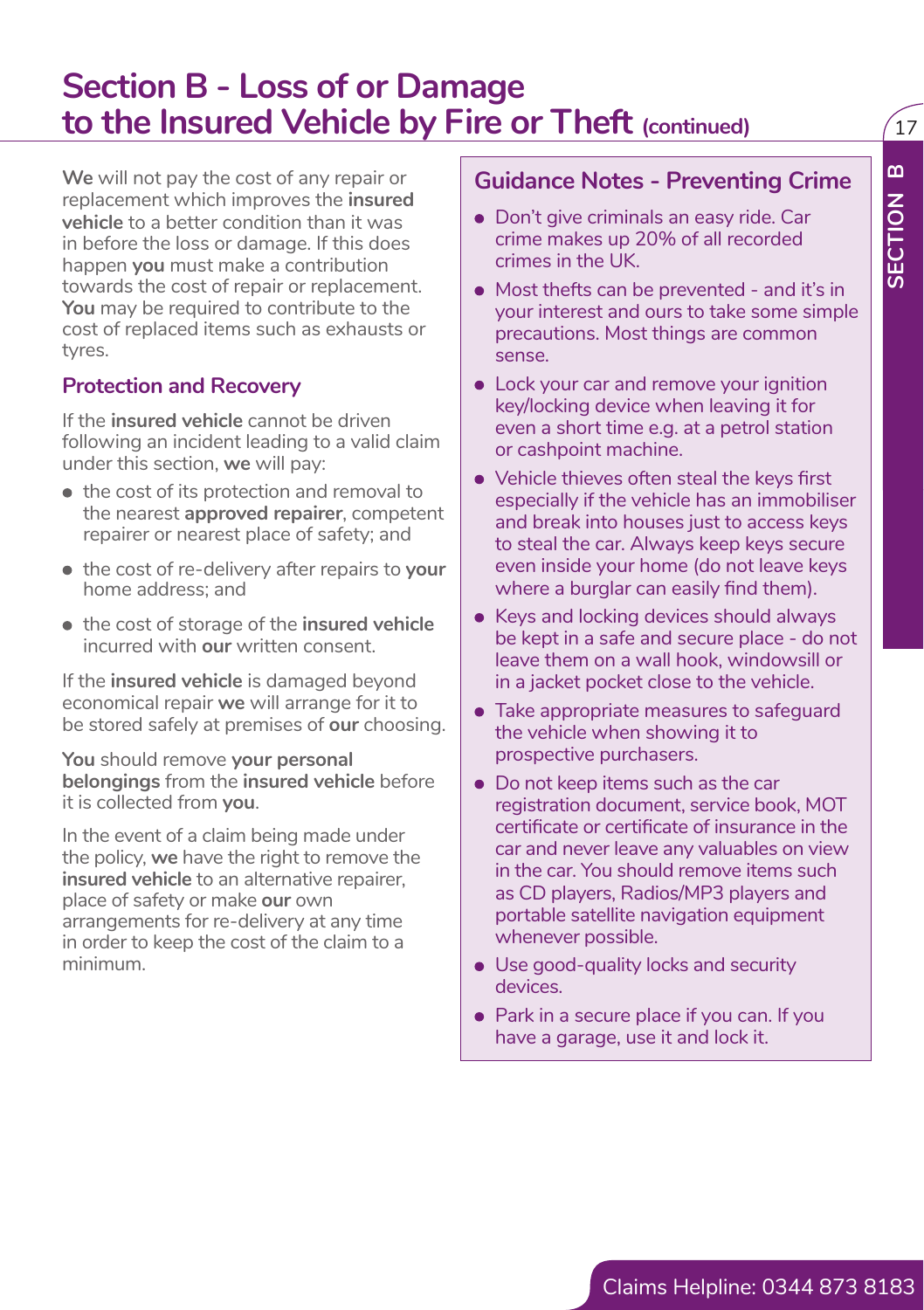# Section B - Loss of or Damage to the Insured Vehicle by Fire or Theft (continued)

**We** will not pay the cost of any repair or replacement which improves the **insured vehicle** to a better condition than it was in before the loss or damage. If this does happen **you** must make a contribution towards the cost of repair or replacement. **You** may be required to contribute to the cost of replaced items such as exhausts or tyres.

## Protection and Recovery

If the **insured vehicle** cannot be driven following an incident leading to a valid claim under this section, **we** will pay:

- the cost of its protection and removal to the nearest **approved repairer**, competent repairer or nearest place of safety; and
- the cost of re-delivery after repairs to **your** home address; and
- the cost of storage of the **insured vehicle** incurred with **our** written consent.

If the **insured vehicle** is damaged beyond economical repair **we** will arrange for it to be stored safely at premises of **our** choosing.

**You** should remove **your personal belongings** from the **insured vehicle** before it is collected from **you**.

In the event of a claim being made under the policy, **we** have the right to remove the **insured vehicle** to an alternative repairer, place of safety or make **our** own arrangements for re-delivery at any time in order to keep the cost of the claim to a minimum.

## Guidance Notes - Preventing Crime

- Don't give criminals an easy ride. Car crime makes up 20% of all recorded crimes in the UK.
- Most thefts can be prevented - and it's in your interest and ours to take some simple precautions. Most things are common sense.
- Lock your car and remove your ignition key/locking device when leaving it for even a short time e.g. at a petrol station or cashpoint machine.
- Vehicle thieves often steal the keys first especially if the vehicle has an immobiliser and break into houses just to access keys to steal the car. Always keep keys secure even inside your home (do not leave keys where a burglar can easily find them).
- Keys and locking devices should always be kept in a safe and secure place - do not leave them on a wall hook, windowsill or in a jacket pocket close to the vehicle.
- Take appropriate measures to safeguard the vehicle when showing it to prospective purchasers.
- Do not keep items such as the car registration document, service book, MOT certificate or certificate of insurance in the car and never leave any valuables on view in the car. You should remove items such as CD players, Radios/MP3 players and portable satellite navigation equipment whenever possible.
- Use good-quality locks and security devices.
- Park in a secure place if you can. If you have a garage, use it and lock it.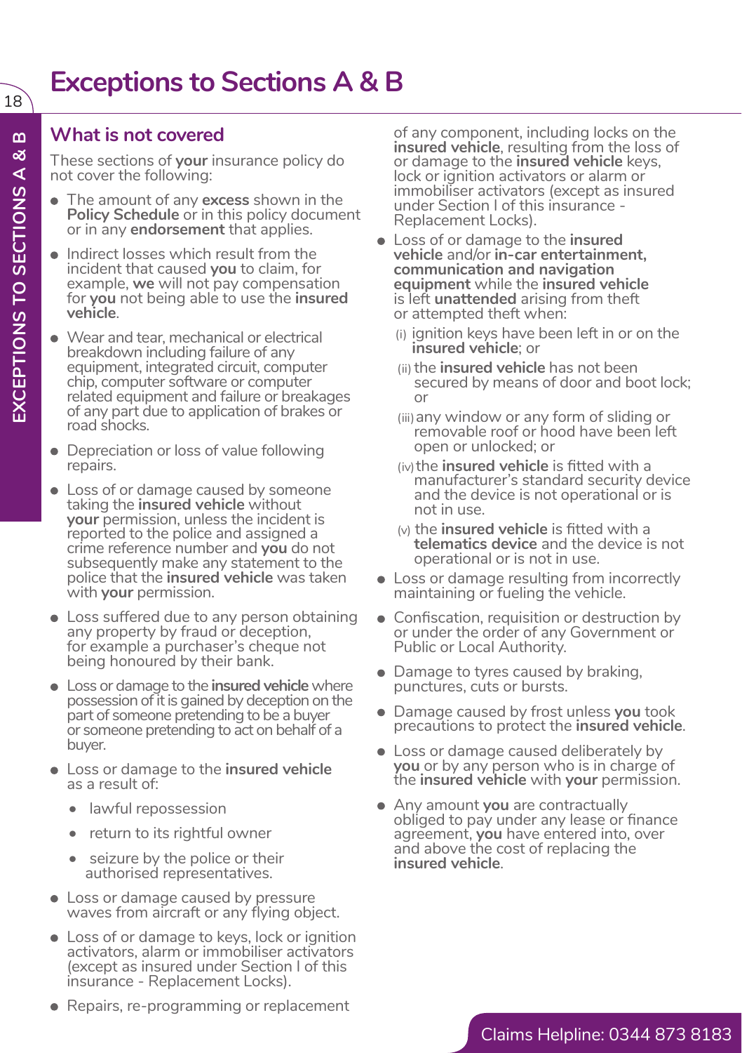# Exceptions to Sections A & B

## What is not covered

These sections of **your** insurance policy do not cover the following:

- The amount of any **excess** shown in the **Policy Schedule** or in this policy document or in any **endorsement** that applies.
- Indirect losses which result from the incident that caused **you** to claim, for example, **we** will not pay compensation for **you** not being able to use the **insured vehicle**.
- Wear and tear, mechanical or electrical breakdown including failure of any equipment, integrated circuit, computer chip, computer software or computer related equipment and failure or breakages of any part due to application of brakes or road shocks.
- Depreciation or loss of value following repairs.
- Loss of or damage caused by someone taking the **insured vehicle** without **your** permission, unless the incident is reported to the police and assigned a crime reference number and **you** do not subsequently make any statement to the police that the **insured vehicle** was taken with **your** permission.
- Loss suffered due to any person obtaining any property by fraud or deception, for example a purchaser's cheque not being honoured by their bank.
- Loss or damage to the **insured vehicle** where possession of it is gained by deception on the part of someone pretending to be a buyer or someone pretending to act on behalf of a buyer.
- Loss or damage to the **insured vehicle** as a result of:
  - lawful repossession
  - return to its rightful owner
  - seizure by the police or their authorised representatives.
- Loss or damage caused by pressure waves from aircraft or any flying object.
- Loss of or damage to keys, lock or ignition activators, alarm or immobiliser activators (except as insured under Section I of this insurance - Replacement Locks).
- Repairs, re-programming or replacement of any component, including locks on the **insured vehicle**, resulting from the loss of or damage to the **insured vehicle** keys, lock or ignition activators or alarm or immobiliser activators (except as insured under Section I of this insurance - Replacement Locks).
- Loss of or damage to the **insured vehicle** and/or **in-car entertainment, communication and navigation equipment** while the **insured vehicle** is left **unattended** arising from theft or attempted theft when:
  - (i) ignition keys have been left in or on the **insured vehicle**; or
  - (ii) the **insured vehicle** has not been secured by means of door and boot lock; or
  - (iii) any window or any form of sliding or removable roof or hood have been left open or unlocked; or
  - (iv) the **insured vehicle** is fitted with a manufacturer's standard security device and the device is not operational or is not in use.
  - (v) the **insured vehicle** is fitted with a **telematics device** and the device is not operational or is not in use.
- Loss or damage resulting from incorrectly maintaining or fueling the vehicle.
- Confiscation, requisition or destruction by or under the order of any Government or Public or Local Authority.
- Damage to tyres caused by braking, punctures, cuts or bursts.
- Damage caused by frost unless **you** took precautions to protect the **insured vehicle**.
- Loss or damage caused deliberately by **you** or by any person who is in charge of the **insured vehicle** with **your** permission.
- Any amount **you** are contractually obliged to pay under any lease or finance agreement, **you** have entered into, over and above the cost of replacing the **insured vehicle**.

Claims Helpline: 0344 873 8183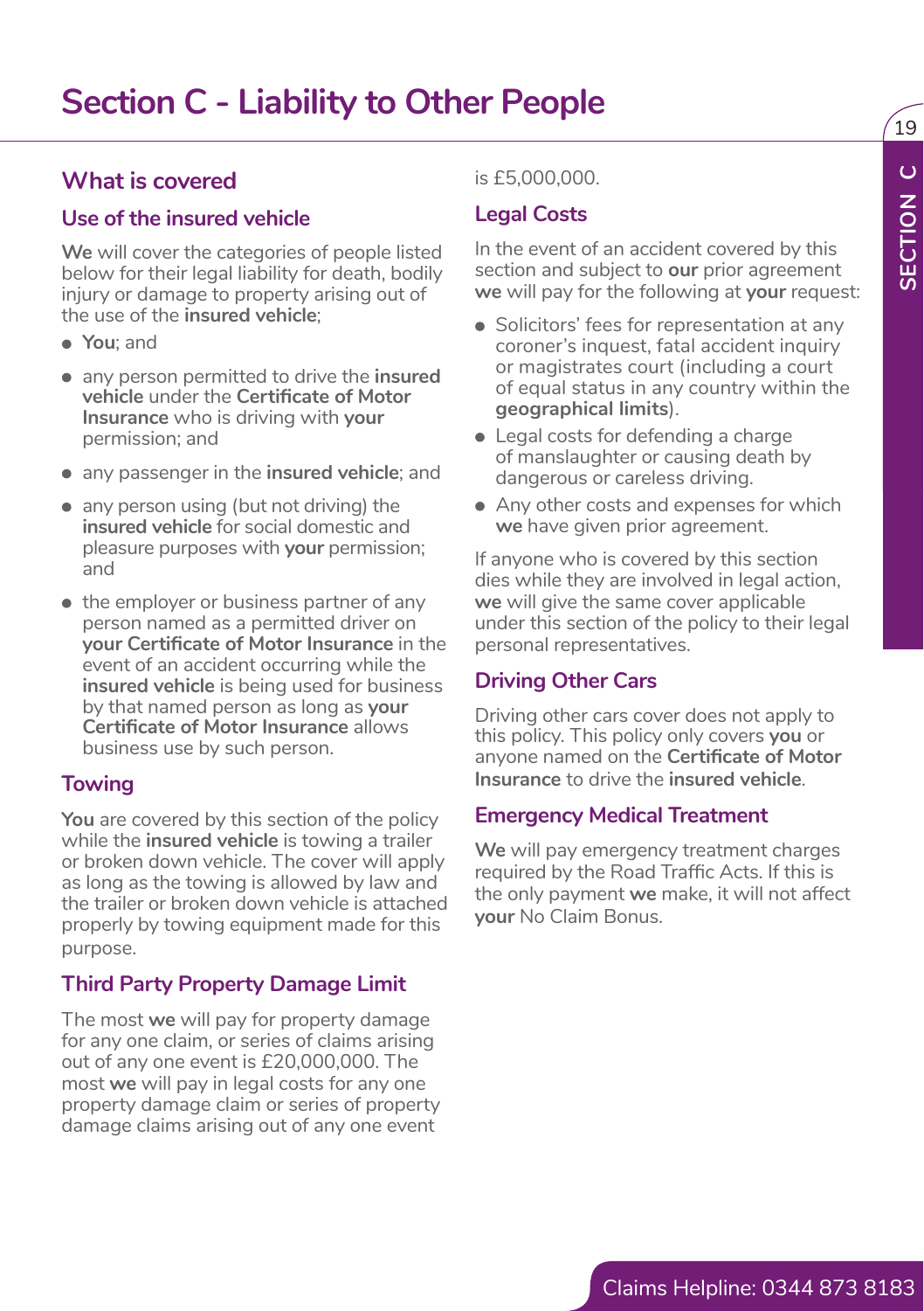# Section C - Liability to Other People

## What is covered

### Use of the insured vehicle

**We** will cover the categories of people listed below for their legal liability for death, bodily injury or damage to property arising out of the use of the **insured vehicle**;

- **You**; and
- any person permitted to drive the **insured vehicle** under the **Certificate of Motor Insurance** who is driving with **your** permission; and
- any passenger in the **insured vehicle**; and
- any person using (but not driving) the **insured vehicle** for social domestic and pleasure purposes with **your** permission; and
- the employer or business partner of any person named as a permitted driver on **your Certificate of Motor Insurance** in the event of an accident occurring while the **insured vehicle** is being used for business by that named person as long as **your Certificate of Motor Insurance** allows business use by such person.

### Towing

**You** are covered by this section of the policy while the **insured vehicle** is towing a trailer or broken down vehicle. The cover will apply as long as the towing is allowed by law and the trailer or broken down vehicle is attached properly by towing equipment made for this purpose.

### Third Party Property Damage Limit

The most **we** will pay for property damage for any one claim, or series of claims arising out of any one event is £20,000,000. The most **we** will pay in legal costs for any one property damage claim or series of property damage claims arising out of any one event is £5,000,000.

### Legal Costs

In the event of an accident covered by this section and subject to **our** prior agreement **we** will pay for the following at **your** request:

- Solicitors' fees for representation at any coroner's inquest, fatal accident inquiry or magistrates court (including a court of equal status in any country within the **geographical limits**).
- Legal costs for defending a charge of manslaughter or causing death by dangerous or careless driving.
- Any other costs and expenses for which **we** have given prior agreement.

If anyone who is covered by this section dies while they are involved in legal action, **we** will give the same cover applicable under this section of the policy to their legal personal representatives.

### Driving Other Cars

Driving other cars cover does not apply to this policy. This policy only covers **you** or anyone named on the **Certificate of Motor Insurance** to drive the **insured vehicle**.

### Emergency Medical Treatment

**We** will pay emergency treatment charges required by the Road Traffic Acts. If this is the only payment **we** make, it will not affect **your** No Claim Bonus.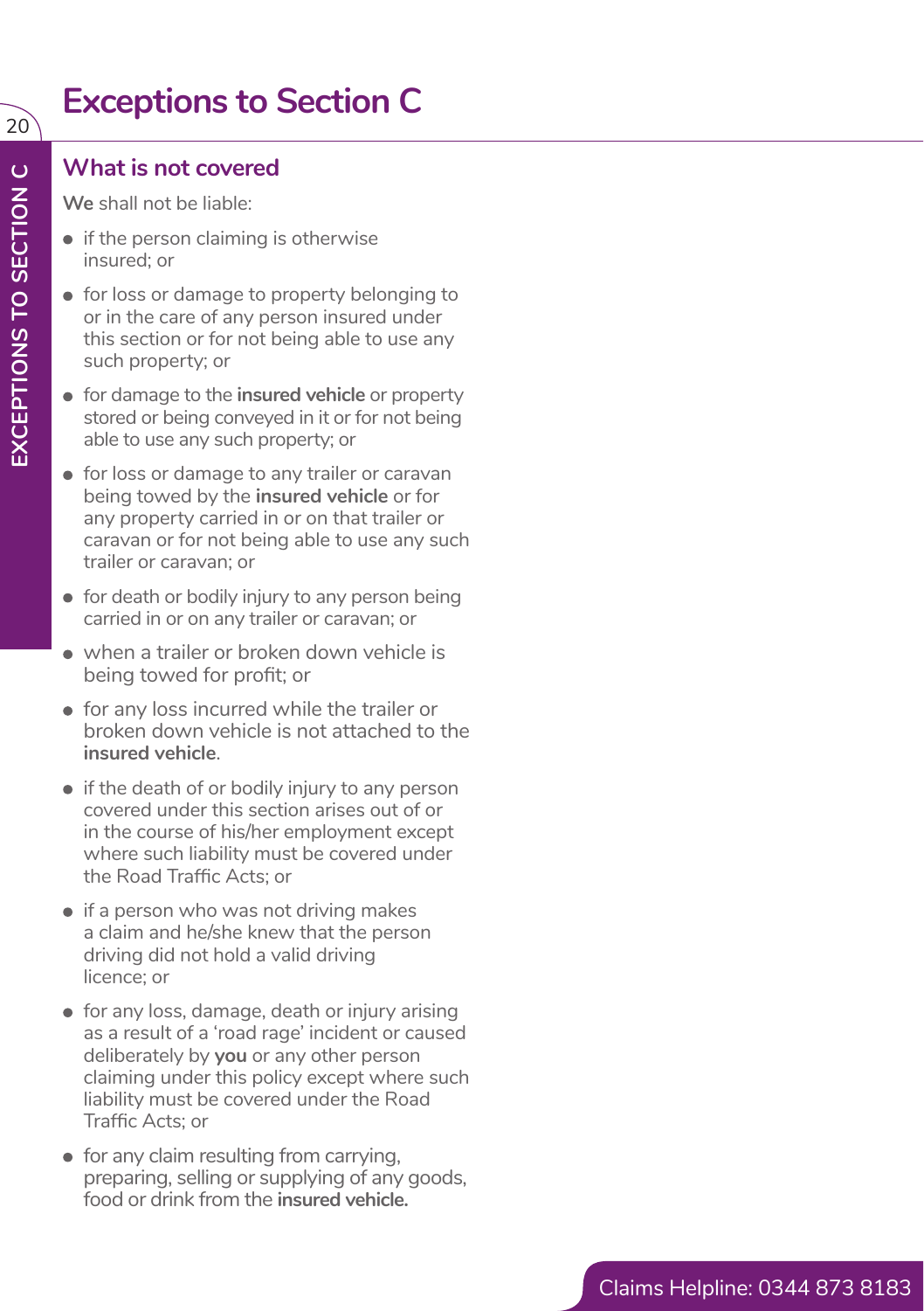# Exceptions to Section C

## What is not covered

**We** shall not be liable:

- if the person claiming is otherwise insured; or
- for loss or damage to property belonging to or in the care of any person insured under this section or for not being able to use any such property; or
- for damage to the **insured vehicle** or property stored or being conveyed in it or for not being able to use any such property; or
- for loss or damage to any trailer or caravan being towed by the **insured vehicle** or for any property carried in or on that trailer or caravan or for not being able to use any such trailer or caravan; or
- for death or bodily injury to any person being carried in or on any trailer or caravan; or
- when a trailer or broken down vehicle is being towed for profit; or
- for any loss incurred while the trailer or broken down vehicle is not attached to the **insured vehicle**.
- if the death of or bodily injury to any person covered under this section arises out of or in the course of his/her employment except where such liability must be covered under the Road Traffic Acts; or
- if a person who was not driving makes a claim and he/she knew that the person driving did not hold a valid driving licence; or
- for any loss, damage, death or injury arising as a result of a 'road rage' incident or caused deliberately by **you** or any other person claiming under this policy except where such liability must be covered under the Road Traffic Acts; or
- for any claim resulting from carrying, preparing, selling or supplying of any goods, food or drink from the **insured vehicle.**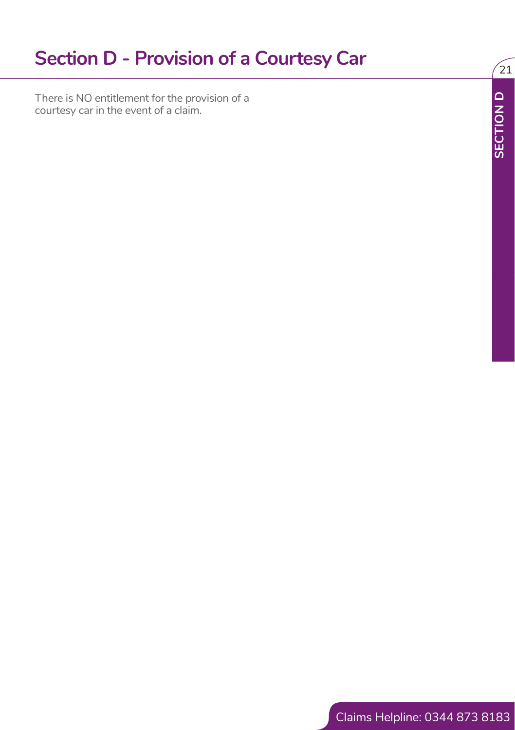# Section D - Provision of a Courtesy Car

There is NO entitlement for the provision of a courtesy car in the event of a claim.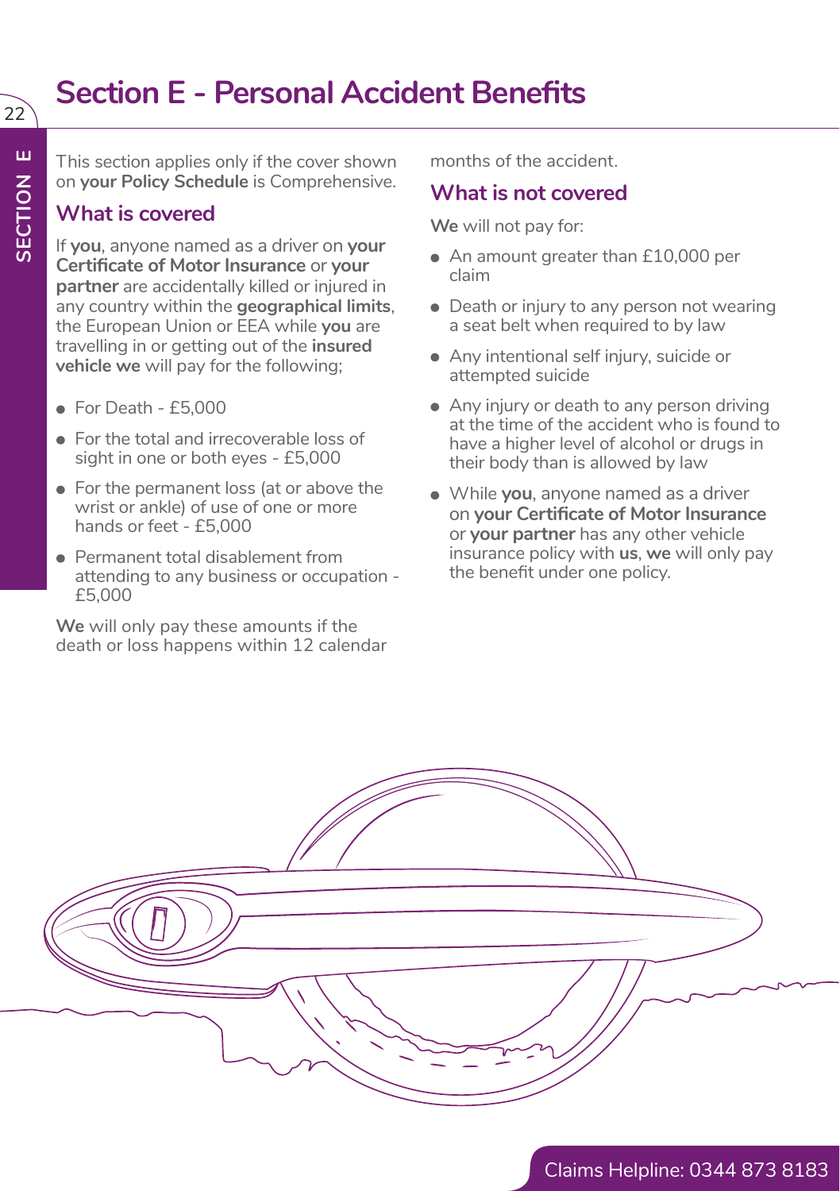# Section E - Personal Accident Benefits

This section applies only if the cover shown on **your Policy Schedule** is Comprehensive.

## What is covered

If **you**, anyone named as a driver on **your Certificate of Motor Insurance** or **your partner** are accidentally killed or injured in any country within the **geographical limits**, the European Union or EEA while **you** are travelling in or getting out of the **insured vehicle we** will pay for the following;

- For Death - £5,000
- For the total and irrecoverable loss of sight in one or both eyes - £5,000
- For the permanent loss (at or above the wrist or ankle) of use of one or more hands or feet - £5,000
- Permanent total disablement from attending to any business or occupation - £5,000

**We** will only pay these amounts if the death or loss happens within 12 calendar months of the accident.

## What is not covered

**We** will not pay for:

- An amount greater than £10,000 per claim
- Death or injury to any person not wearing a seat belt when required to by law
- Any intentional self injury, suicide or attempted suicide
- Any injury or death to any person driving at the time of the accident who is found to have a higher level of alcohol or drugs in their body than is allowed by law
- While **you**, anyone named as a driver on **your Certificate of Motor Insurance** or **your partner** has any other vehicle insurance policy with **us**, **we** will only pay the benefit under one policy.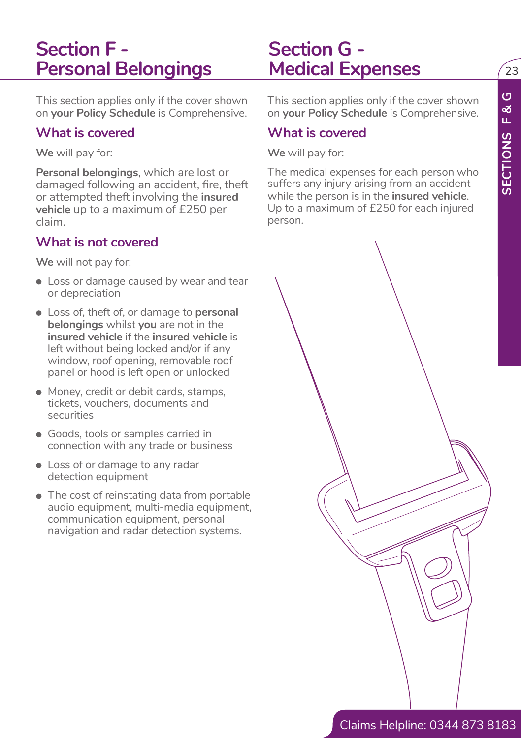# Section F - Personal Belongings

This section applies only if the cover shown on **your Policy Schedule** is Comprehensive.

## What is covered

**We** will pay for:

**Personal belongings**, which are lost or damaged following an accident, fire, theft or attempted theft involving the **insured vehicle** up to a maximum of £250 per claim.

## What is not covered

**We** will not pay for:

- Loss or damage caused by wear and tear or depreciation
- Loss of, theft of, or damage to **personal belongings** whilst **you** are not in the **insured vehicle** if the **insured vehicle** is left without being locked and/or if any window, roof opening, removable roof panel or hood is left open or unlocked
- Money, credit or debit cards, stamps, tickets, vouchers, documents and securities
- Goods, tools or samples carried in connection with any trade or business
- Loss of or damage to any radar detection equipment
- The cost of reinstating data from portable audio equipment, multi-media equipment, communication equipment, personal navigation and radar detection systems.

# Section G - Medical Expenses

This section applies only if the cover shown on **your Policy Schedule** is Comprehensive.

## What is covered

**We** will pay for:

The medical expenses for each person who suffers any injury arising from an accident while the person is in the **insured vehicle**. Up to a maximum of £250 for each injured person.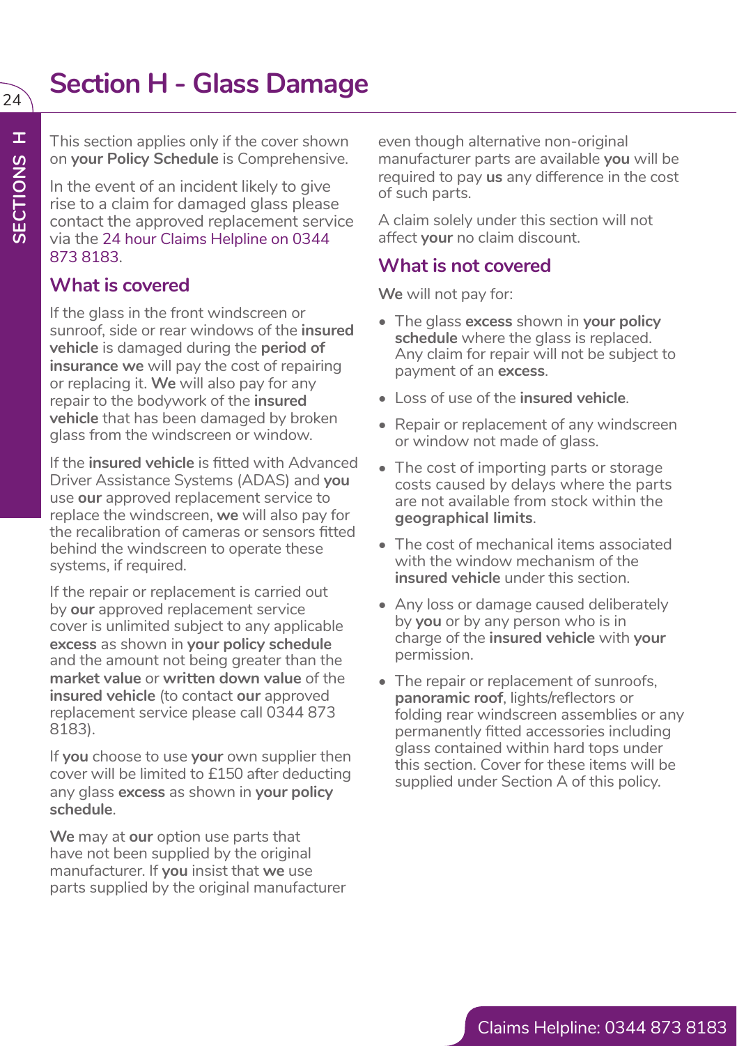# Section H - Glass Damage

This section applies only if the cover shown on **your Policy Schedule** is Comprehensive.

In the event of an incident likely to give rise to a claim for damaged glass please contact the approved replacement service via the 24 hour Claims Helpline on 0344 873 8183.

## What is covered

If the glass in the front windscreen or sunroof, side or rear windows of the **insured vehicle** is damaged during the **period of insurance we** will pay the cost of repairing or replacing it. **We** will also pay for any repair to the bodywork of the **insured vehicle** that has been damaged by broken glass from the windscreen or window.

If the **insured vehicle** is fitted with Advanced Driver Assistance Systems (ADAS) and **you** use **our** approved replacement service to replace the windscreen, **we** will also pay for the recalibration of cameras or sensors fitted behind the windscreen to operate these systems, if required.

If the repair or replacement is carried out by **our** approved replacement service cover is unlimited subject to any applicable **excess** as shown in **your policy schedule** and the amount not being greater than the **market value** or **written down value** of the **insured vehicle** (to contact **our** approved replacement service please call 0344 873 8183).

If **you** choose to use **your** own supplier then cover will be limited to £150 after deducting any glass **excess** as shown in **your policy schedule**.

**We** may at **our** option use parts that have not been supplied by the original manufacturer. If **you** insist that **we** use parts supplied by the original manufacturer even though alternative non-original manufacturer parts are available **you** will be required to pay **us** any difference in the cost of such parts.

A claim solely under this section will not affect **your** no claim discount.

## What is not covered

**We** will not pay for:

- The glass **excess** shown in **your policy schedule** where the glass is replaced. Any claim for repair will not be subject to payment of an **excess**.
- Loss of use of the **insured vehicle**.
- Repair or replacement of any windscreen or window not made of glass.
- The cost of importing parts or storage costs caused by delays where the parts are not available from stock within the **geographical limits**.
- The cost of mechanical items associated with the window mechanism of the **insured vehicle** under this section.
- Any loss or damage caused deliberately by **you** or by any person who is in charge of the **insured vehicle** with **your** permission.
- The repair or replacement of sunroofs, **panoramic roof**, lights/reflectors or folding rear windscreen assemblies or any permanently fitted accessories including glass contained within hard tops under this section. Cover for these items will be supplied under Section A of this policy.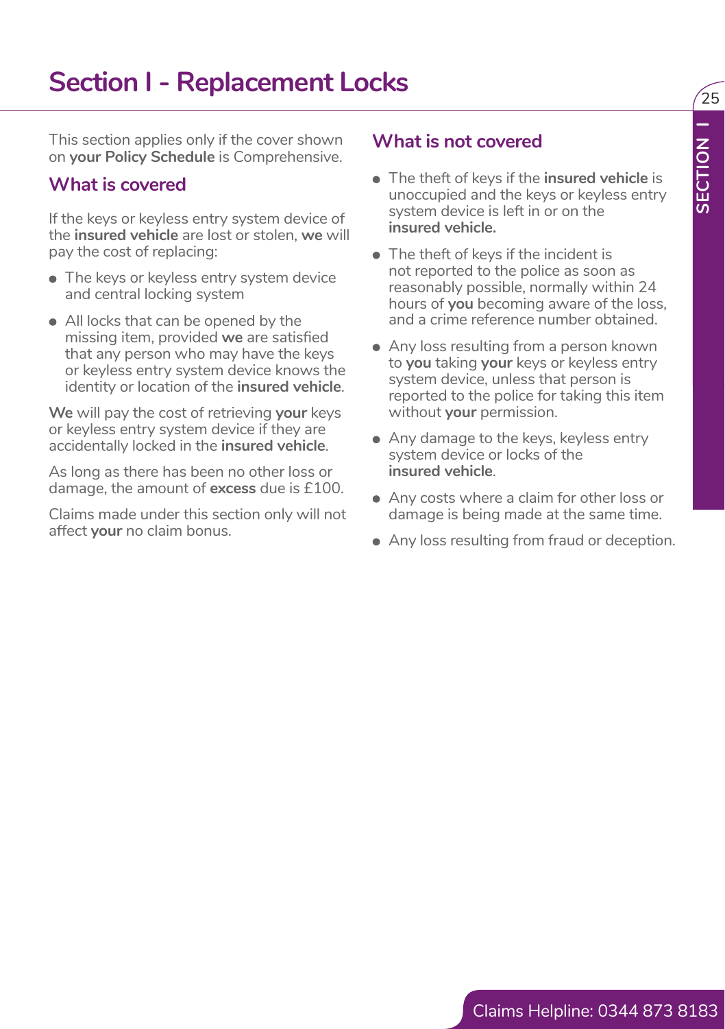# Section I - Replacement Locks

This section applies only if the cover shown on **your Policy Schedule** is Comprehensive.

## What is covered

If the keys or keyless entry system device of the **insured vehicle** are lost or stolen, **we** will pay the cost of replacing:

- The keys or keyless entry system device and central locking system
- All locks that can be opened by the missing item, provided **we** are satisfied that any person who may have the keys or keyless entry system device knows the identity or location of the **insured vehicle**.

**We** will pay the cost of retrieving **your** keys or keyless entry system device if they are accidentally locked in the **insured vehicle**.

As long as there has been no other loss or damage, the amount of **excess** due is £100.

Claims made under this section only will not affect **your** no claim bonus.

## What is not covered

- The theft of keys if the **insured vehicle** is unoccupied and the keys or keyless entry system device is left in or on the **insured vehicle.**
- The theft of keys if the incident is not reported to the police as soon as reasonably possible, normally within 24 hours of **you** becoming aware of the loss, and a crime reference number obtained.
- Any loss resulting from a person known to **you** taking **your** keys or keyless entry system device, unless that person is reported to the police for taking this item without **your** permission.
- Any damage to the keys, keyless entry system device or locks of the **insured vehicle**.
- Any costs where a claim for other loss or damage is being made at the same time.
- Any loss resulting from fraud or deception.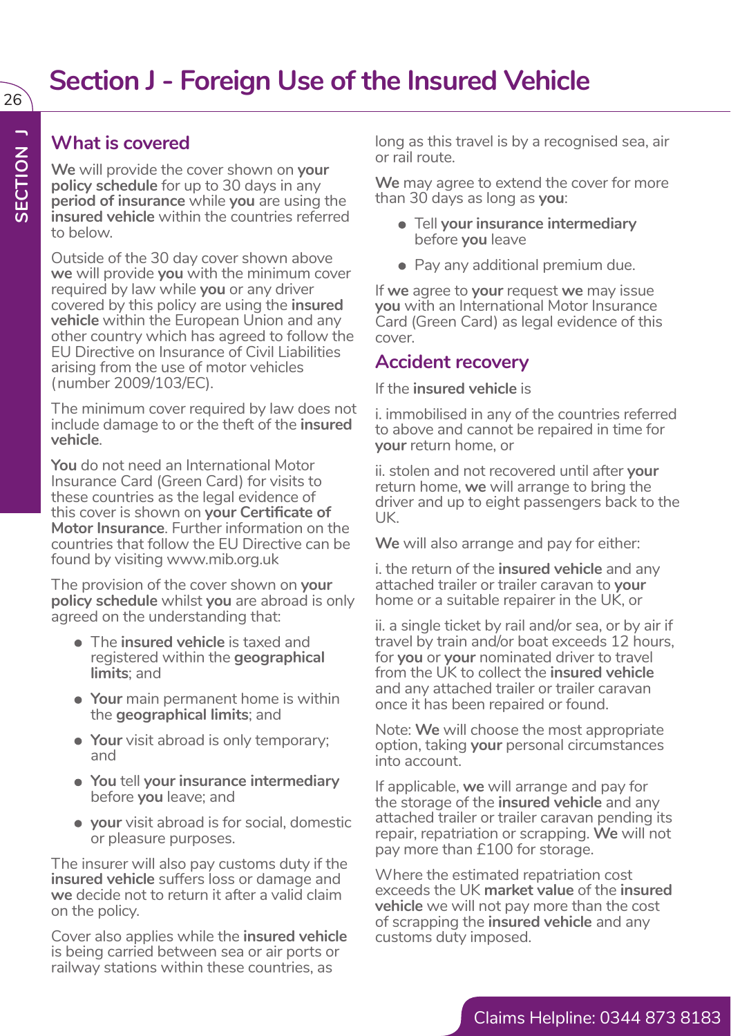# Section J - Foreign Use of the Insured Vehicle

## What is covered

**We** will provide the cover shown on **your policy schedule** for up to 30 days in any **period of insurance** while **you** are using the **insured vehicle** within the countries referred to below.

Outside of the 30 day cover shown above **we** will provide **you** with the minimum cover required by law while **you** or any driver covered by this policy are using the **insured vehicle** within the European Union and any other country which has agreed to follow the EU Directive on Insurance of Civil Liabilities arising from the use of motor vehicles (number 2009/103/EC).

The minimum cover required by law does not include damage to or the theft of the **insured vehicle**.

**You** do not need an International Motor Insurance Card (Green Card) for visits to these countries as the legal evidence of this cover is shown on **your Certificate of Motor Insurance**. Further information on the countries that follow the EU Directive can be found by visiting www.mib.org.uk

The provision of the cover shown on **your policy schedule** whilst **you** are abroad is only agreed on the understanding that:

- The **insured vehicle** is taxed and registered within the **geographical limits**; and
- **Your** main permanent home is within the **geographical limits**; and
- **Your** visit abroad is only temporary; and
- **You** tell **your insurance intermediary** before **you** leave; and
- **your** visit abroad is for social, domestic or pleasure purposes.

The insurer will also pay customs duty if the **insured vehicle** suffers loss or damage and **we** decide not to return it after a valid claim on the policy.

Cover also applies while the **insured vehicle** is being carried between sea or air ports or railway stations within these countries, as long as this travel is by a recognised sea, air or rail route.

**We** may agree to extend the cover for more than 30 days as long as **you**:

- Tell **your insurance intermediary** before **you** leave
- Pay any additional premium due.

If **we** agree to **your** request **we** may issue **you** with an International Motor Insurance Card (Green Card) as legal evidence of this cover.

## Accident recovery

If the **insured vehicle** is

i. immobilised in any of the countries referred to above and cannot be repaired in time for **your** return home, or

ii. stolen and not recovered until after **your** return home, **we** will arrange to bring the driver and up to eight passengers back to the UK.

**We** will also arrange and pay for either:

i. the return of the **insured vehicle** and any attached trailer or trailer caravan to **your** home or a suitable repairer in the UK, or

ii. a single ticket by rail and/or sea, or by air if travel by train and/or boat exceeds 12 hours, for **you** or **your** nominated driver to travel from the UK to collect the **insured vehicle** and any attached trailer or trailer caravan once it has been repaired or found.

Note: **We** will choose the most appropriate option, taking **your** personal circumstances into account.

If applicable, **we** will arrange and pay for the storage of the **insured vehicle** and any attached trailer or trailer caravan pending its repair, repatriation or scrapping. **We** will not pay more than £100 for storage.

Where the estimated repatriation cost exceeds the UK **market value** of the **insured vehicle** we will not pay more than the cost of scrapping the **insured vehicle** and any customs duty imposed.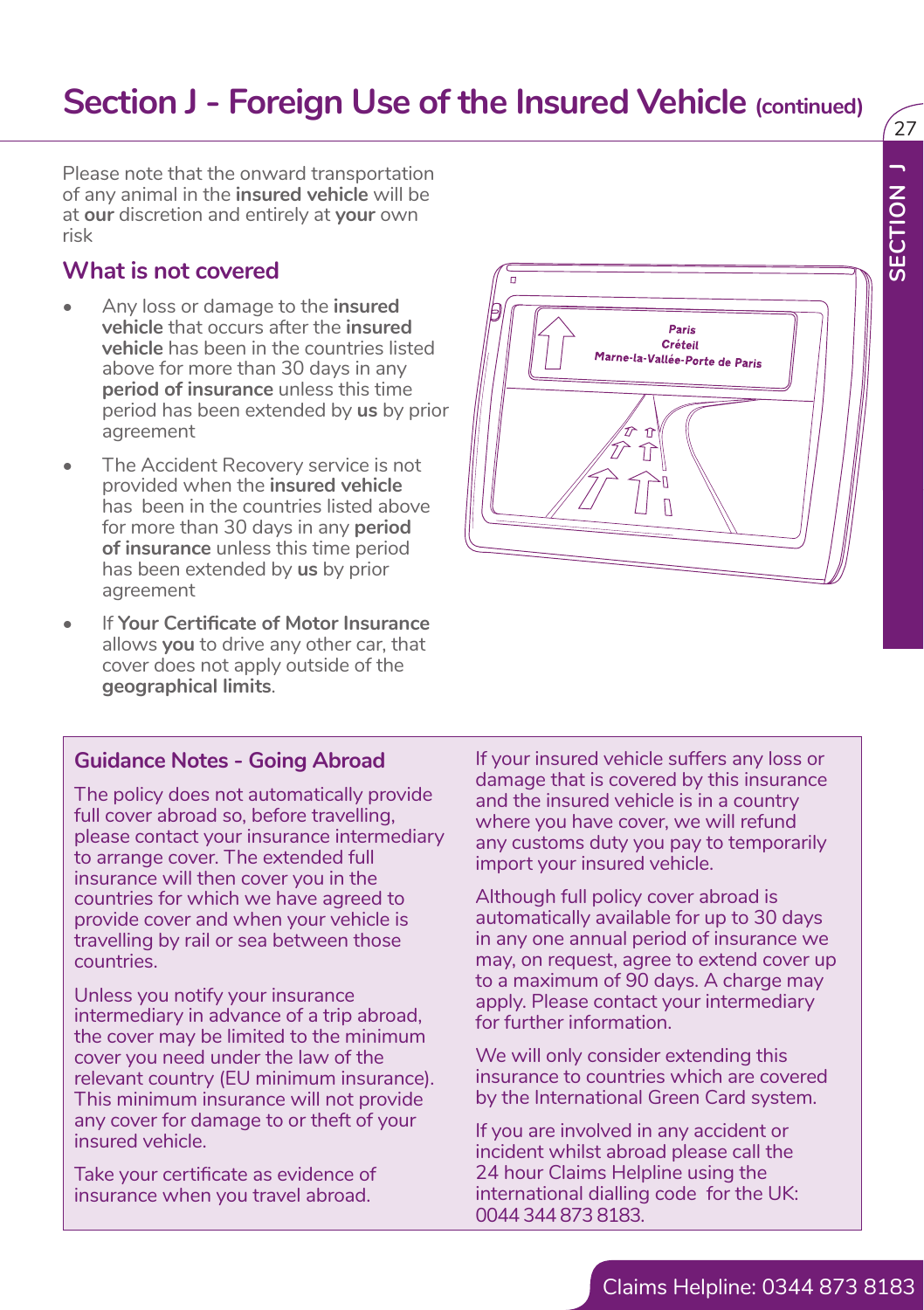# Section J - Foreign Use of the Insured Vehicle (continued)

Please note that the onward transportation of any animal in the **insured vehicle** will be at **our** discretion and entirely at **your** own risk

## What is not covered

- Any loss or damage to the **insured vehicle** that occurs after the **insured vehicle** has been in the countries listed above for more than 30 days in any **period of insurance** unless this time period has been extended by **us** by prior agreement
- The Accident Recovery service is not provided when the **insured vehicle** has been in the countries listed above for more than 30 days in any **period of insurance** unless this time period has been extended by **us** by prior agreement
- If **Your Certificate of Motor Insurance** allows **you** to drive any other car, that cover does not apply outside of the **geographical limits**.

### Guidance Notes - Going Abroad

The policy does not automatically provide full cover abroad so, before travelling, please contact your insurance intermediary to arrange cover. The extended full insurance will then cover you in the countries for which we have agreed to provide cover and when your vehicle is travelling by rail or sea between those countries.

Unless you notify your insurance intermediary in advance of a trip abroad, the cover may be limited to the minimum cover you need under the law of the relevant country (EU minimum insurance). This minimum insurance will not provide any cover for damage to or theft of your insured vehicle.

Take your certificate as evidence of insurance when you travel abroad.

If your insured vehicle suffers any loss or damage that is covered by this insurance and the insured vehicle is in a country where you have cover, we will refund any customs duty you pay to temporarily import your insured vehicle.

Although full policy cover abroad is automatically available for up to 30 days in any one annual period of insurance we may, on request, agree to extend cover up to a maximum of 90 days. A charge may apply. Please contact your intermediary for further information.

We will only consider extending this insurance to countries which are covered by the International Green Card system.

If you are involved in any accident or incident whilst abroad please call the 24 hour Claims Helpline using the international dialling code for the UK: 0044 344 873 8183.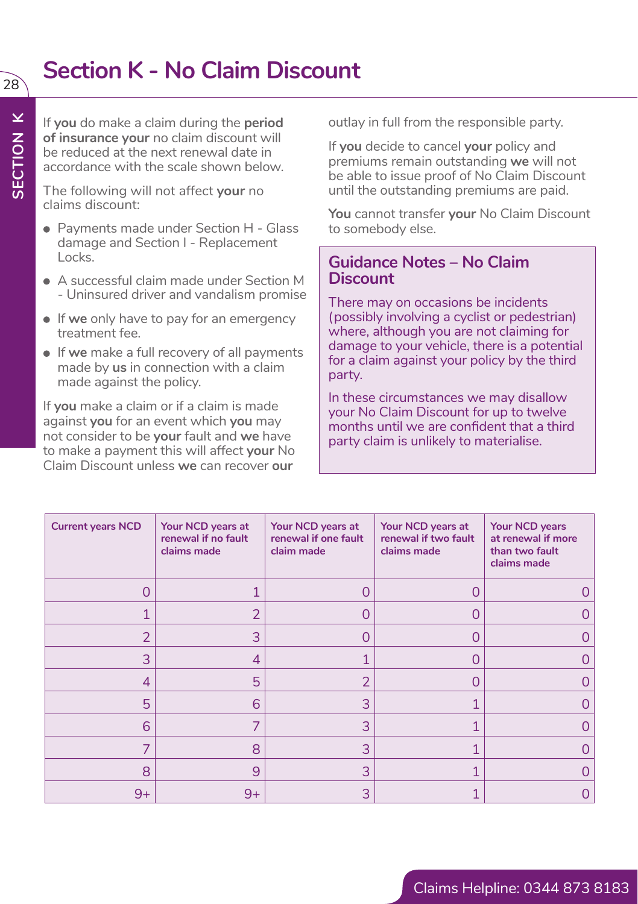# Section K - No Claim Discount

If **you** do make a claim during the **period of insurance your** no claim discount will be reduced at the next renewal date in accordance with the scale shown below.

The following will not affect **your** no claims discount:

- Payments made under Section H - Glass damage and Section I - Replacement Locks.
- A successful claim made under Section M - Uninsured driver and vandalism promise
- If **we** only have to pay for an emergency treatment fee.
- If **we** make a full recovery of all payments made by **us** in connection with a claim made against the policy.

If **you** make a claim or if a claim is made against **you** for an event which **you** may not consider to be **your** fault and **we** have to make a payment this will affect **your** No Claim Discount unless **we** can recover **our** outlay in full from the responsible party.

If **you** decide to cancel **your** policy and premiums remain outstanding **we** will not be able to issue proof of No Claim Discount until the outstanding premiums are paid.

**You** cannot transfer **your** No Claim Discount to somebody else.

## Guidance Notes – No Claim Discount

There may on occasions be incidents (possibly involving a cyclist or pedestrian) where, although you are not claiming for damage to your vehicle, there is a potential for a claim against your policy by the third party.

In these circumstances we may disallow your No Claim Discount for up to twelve months until we are confident that a third party claim is unlikely to materialise.

| Current years NCD | Your NCD years at renewal if no fault claims made | Your NCD years at renewal if one fault claim made | Your NCD years at renewal if two fault claims made | Your NCD years at renewal if more than two fault claims made |
|---|---|---|---|---|
| 0 | 1 | 0 | 0 | 0 |
| 1 | 2 | 0 | 0 | 0 |
| 2 | 3 | 0 | 0 | 0 |
| 3 | 4 | 1 | 0 | 0 |
| 4 | 5 | 2 | 0 | 0 |
| 5 | 6 | 3 | 1 | 0 |
| 6 | 7 | 3 | 1 | 0 |
| 7 | 8 | 3 | 1 | 0 |
| 8 | 9 | 3 | 1 | 0 |
| 9+ | 9+ | 3 | 1 | 0 |

Claims Helpline: 0344 873 8183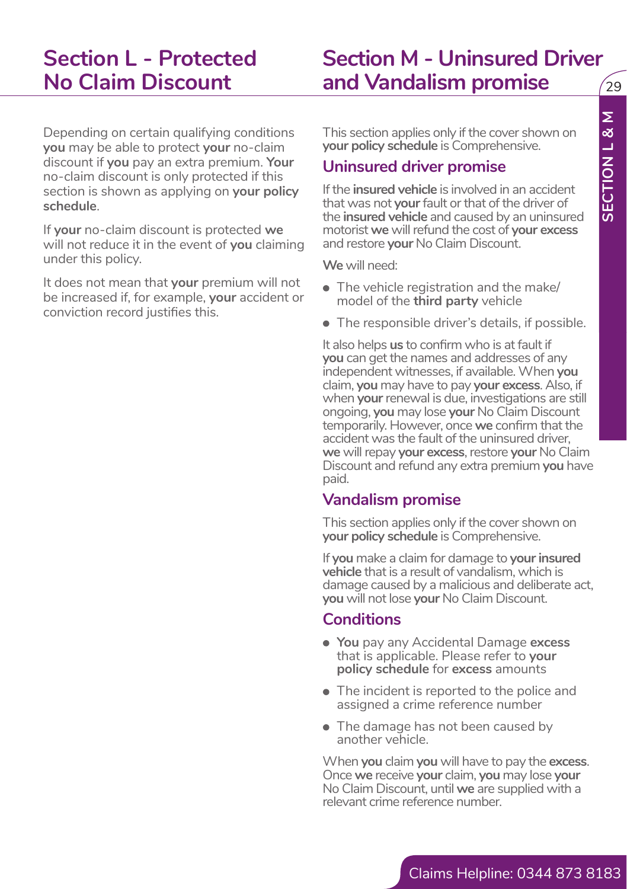# Section L - Protected No Claim Discount

Depending on certain qualifying conditions **you** may be able to protect **your** no-claim discount if **you** pay an extra premium. **Your** no-claim discount is only protected if this section is shown as applying on **your policy schedule**.

If **your** no-claim discount is protected **we** will not reduce it in the event of **you** claiming under this policy.

It does not mean that **your** premium will not be increased if, for example, **your** accident or conviction record justifies this.

# Section M - Uninsured Driver and Vandalism promise

This section applies only if the cover shown on **your policy schedule** is Comprehensive.

## Uninsured driver promise

If the **insured vehicle** is involved in an accident that was not **your** fault or that of the driver of the **insured vehicle** and caused by an uninsured motorist **we** will refund the cost of **your excess** and restore **your** No Claim Discount.

**We** will need:

- The vehicle registration and the make/model of the **third party** vehicle
- The responsible driver's details, if possible.

It also helps **us** to confirm who is at fault if **you** can get the names and addresses of any independent witnesses, if available. When **you** claim, **you** may have to pay **your excess**. Also, if when **your** renewal is due, investigations are still ongoing, **you** may lose **your** No Claim Discount temporarily. However, once **we** confirm that the accident was the fault of the uninsured driver, **we** will repay **your excess**, restore **your** No Claim Discount and refund any extra premium **you** have paid.

## Vandalism promise

This section applies only if the cover shown on **your policy schedule** is Comprehensive.

If **you** make a claim for damage to **your insured vehicle** that is a result of vandalism, which is damage caused by a malicious and deliberate act, **you** will not lose **your** No Claim Discount.

## Conditions

- **You** pay any Accidental Damage **excess** that is applicable. Please refer to **your policy schedule** for **excess** amounts
- The incident is reported to the police and assigned a crime reference number
- The damage has not been caused by another vehicle.

When **you** claim **you** will have to pay the **excess**. Once **we** receive **your** claim, **you** may lose **your** No Claim Discount, until **we** are supplied with a relevant crime reference number.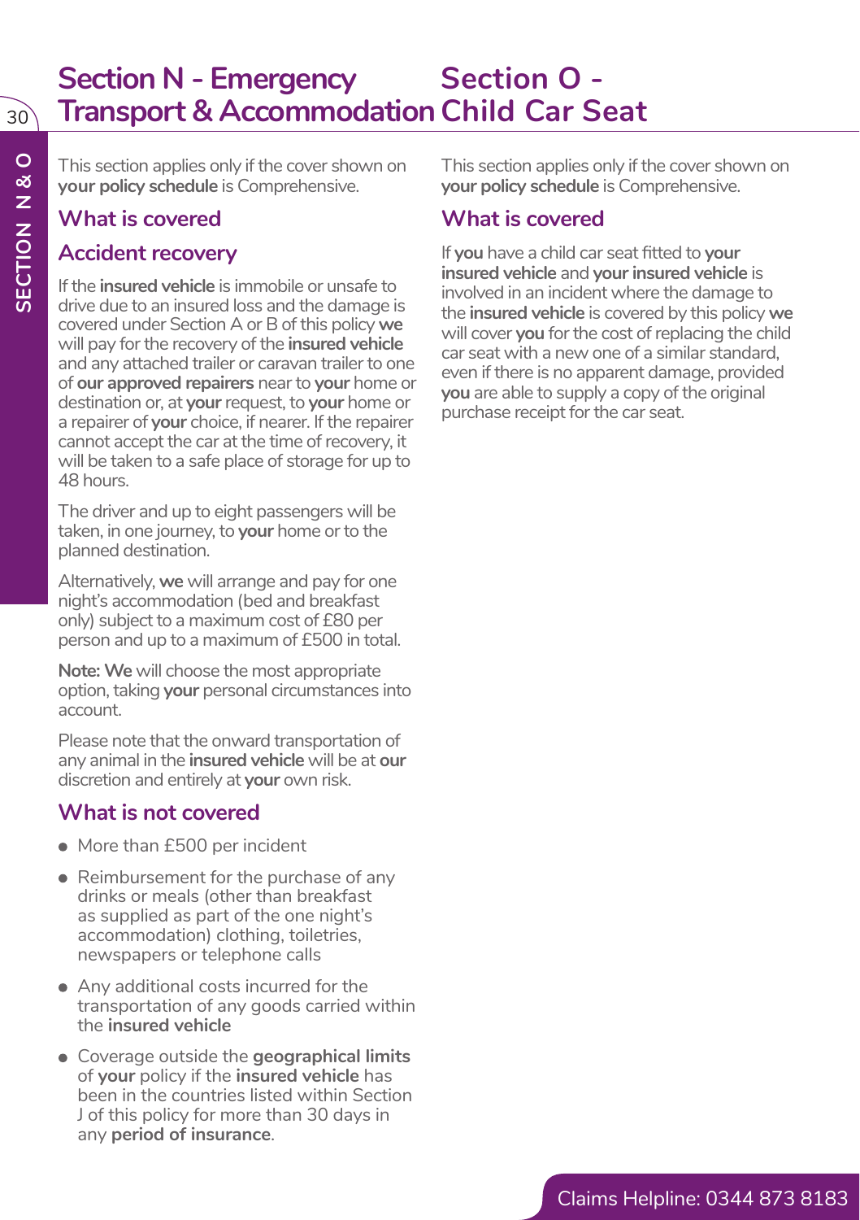# Section N - Emergency Transport & Accommodation

This section applies only if the cover shown on **your policy schedule** is Comprehensive.

## What is covered

## Accident recovery

If the **insured vehicle** is immobile or unsafe to drive due to an insured loss and the damage is covered under Section A or B of this policy **we** will pay for the recovery of the **insured vehicle** and any attached trailer or caravan trailer to one of **our approved repairers** near to **your** home or destination or, at **your** request, to **your** home or a repairer of **your** choice, if nearer. If the repairer cannot accept the car at the time of recovery, it will be taken to a safe place of storage for up to 48 hours.

The driver and up to eight passengers will be taken, in one journey, to **your** home or to the planned destination.

Alternatively, **we** will arrange and pay for one night's accommodation (bed and breakfast only) subject to a maximum cost of £80 per person and up to a maximum of £500 in total.

**Note: We** will choose the most appropriate option, taking **your** personal circumstances into account.

Please note that the onward transportation of any animal in the **insured vehicle** will be at **our** discretion and entirely at **your** own risk.

## What is not covered

- More than £500 per incident
- Reimbursement for the purchase of any drinks or meals (other than breakfast as supplied as part of the one night's accommodation) clothing, toiletries, newspapers or telephone calls
- Any additional costs incurred for the transportation of any goods carried within the **insured vehicle**
- Coverage outside the **geographical limits** of **your** policy if the **insured vehicle** has been in the countries listed within Section J of this policy for more than 30 days in any **period of insurance**.

# Section O - Child Car Seat

This section applies only if the cover shown on **your policy schedule** is Comprehensive.

## What is covered

If **you** have a child car seat fitted to **your insured vehicle** and **your insured vehicle** is involved in an incident where the damage to the **insured vehicle** is covered by this policy **we** will cover **you** for the cost of replacing the child car seat with a new one of a similar standard, even if there is no apparent damage, provided **you** are able to supply a copy of the original purchase receipt for the car seat.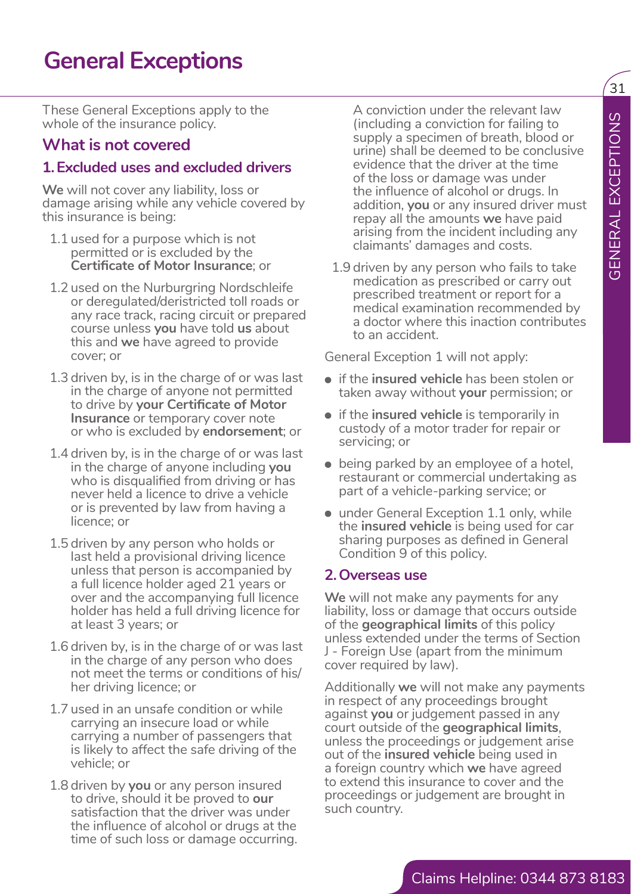# General Exceptions

These General Exceptions apply to the whole of the insurance policy.

## What is not covered

### 1. Excluded uses and excluded drivers

**We** will not cover any liability, loss or damage arising while any vehicle covered by this insurance is being:

1.1 used for a purpose which is not permitted or is excluded by the **Certificate of Motor Insurance**; or

1.2 used on the Nurburgring Nordschleife or deregulated/deristricted toll roads or any race track, racing circuit or prepared course unless **you** have told **us** about this and **we** have agreed to provide cover; or

1.3 driven by, is in the charge of or was last in the charge of anyone not permitted to drive by **your Certificate of Motor Insurance** or temporary cover note or who is excluded by **endorsement**; or

1.4 driven by, is in the charge of or was last in the charge of anyone including **you** who is disqualified from driving or has never held a licence to drive a vehicle or is prevented by law from having a licence; or

1.5 driven by any person who holds or last held a provisional driving licence unless that person is accompanied by a full licence holder aged 21 years or over and the accompanying full licence holder has held a full driving licence for at least 3 years; or

1.6 driven by, is in the charge of or was last in the charge of any person who does not meet the terms or conditions of his/her driving licence; or

1.7 used in an unsafe condition or while carrying an insecure load or while carrying a number of passengers that is likely to affect the safe driving of the vehicle; or

1.8 driven by **you** or any person insured to drive, should it be proved to **our** satisfaction that the driver was under the influence of alcohol or drugs at the time of such loss or damage occurring. A conviction under the relevant law (including a conviction for failing to supply a specimen of breath, blood or urine) shall be deemed to be conclusive evidence that the driver at the time of the loss or damage was under the influence of alcohol or drugs. In addition, **you** or any insured driver must repay all the amounts **we** have paid arising from the incident including any claimants' damages and costs.

1.9 driven by any person who fails to take medication as prescribed or carry out prescribed treatment or report for a medical examination recommended by a doctor where this inaction contributes to an accident.

General Exception 1 will not apply:

- if the **insured vehicle** has been stolen or taken away without **your** permission; or
- if the **insured vehicle** is temporarily in custody of a motor trader for repair or servicing; or
- being parked by an employee of a hotel, restaurant or commercial undertaking as part of a vehicle-parking service; or
- under General Exception 1.1 only, while the **insured vehicle** is being used for car sharing purposes as defined in General Condition 9 of this policy.

### 2. Overseas use

**We** will not make any payments for any liability, loss or damage that occurs outside of the **geographical limits** of this policy unless extended under the terms of Section J - Foreign Use (apart from the minimum cover required by law).

Additionally **we** will not make any payments in respect of any proceedings brought against **you** or judgement passed in any court outside of the **geographical limits**, unless the proceedings or judgement arise out of the **insured vehicle** being used in a foreign country which **we** have agreed to extend this insurance to cover and the proceedings or judgement are brought in such country.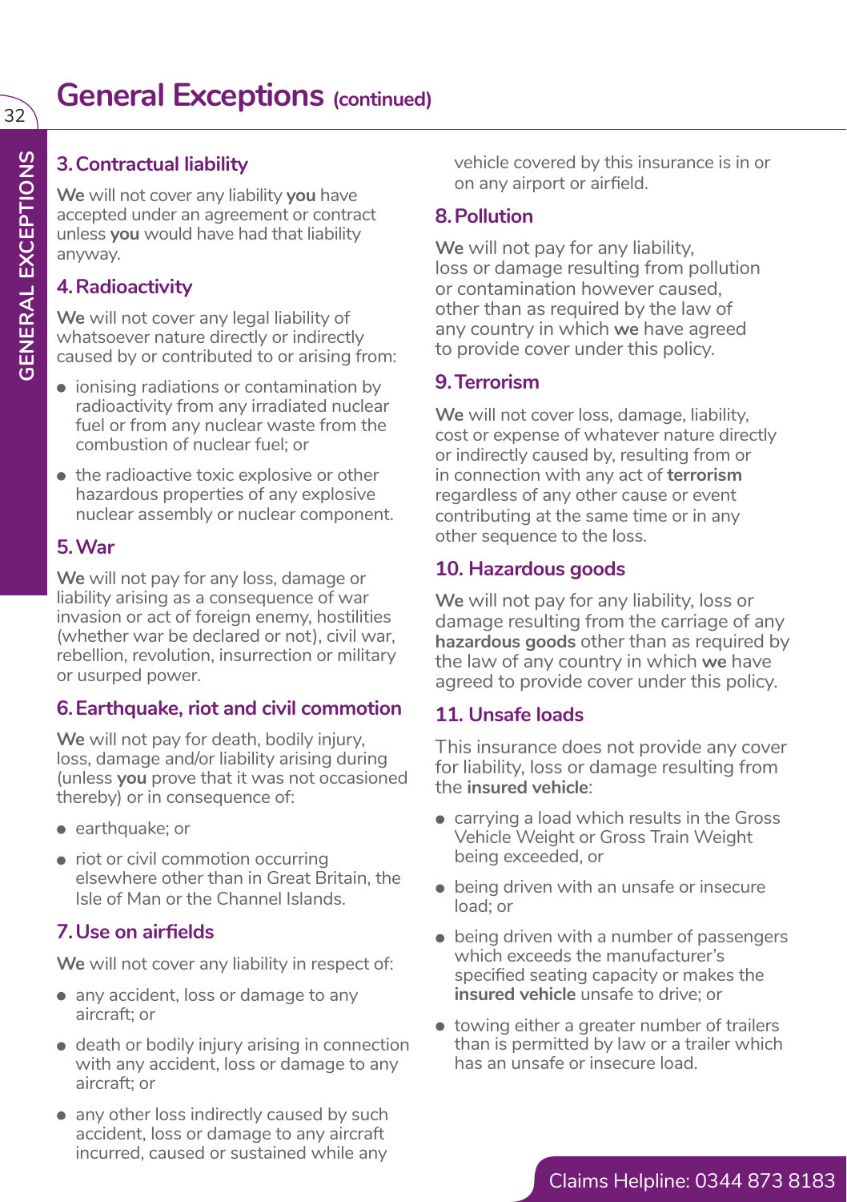# General Exceptions (continued)

## 3. Contractual liability

**We** will not cover any liability **you** have accepted under an agreement or contract unless **you** would have had that liability anyway.

## 4. Radioactivity

**We** will not cover any legal liability of whatsoever nature directly or indirectly caused by or contributed to or arising from:

- ionising radiations or contamination by radioactivity from any irradiated nuclear fuel or from any nuclear waste from the combustion of nuclear fuel; or
- the radioactive toxic explosive or other hazardous properties of any explosive nuclear assembly or nuclear component.

## 5. War

**We** will not pay for any loss, damage or liability arising as a consequence of war invasion or act of foreign enemy, hostilities (whether war be declared or not), civil war, rebellion, revolution, insurrection or military or usurped power.

## 6. Earthquake, riot and civil commotion

**We** will not pay for death, bodily injury, loss, damage and/or liability arising during (unless **you** prove that it was not occasioned thereby) or in consequence of:

- earthquake; or
- riot or civil commotion occurring elsewhere other than in Great Britain, the Isle of Man or the Channel Islands.

## 7. Use on airfields

**We** will not cover any liability in respect of:

- any accident, loss or damage to any aircraft; or
- death or bodily injury arising in connection with any accident, loss or damage to any aircraft; or
- any other loss indirectly caused by such accident, loss or damage to any aircraft incurred, caused or sustained while any vehicle covered by this insurance is in or on any airport or airfield.

## 8. Pollution

**We** will not pay for any liability, loss or damage resulting from pollution or contamination however caused, other than as required by the law of any country in which **we** have agreed to provide cover under this policy.

## 9. Terrorism

**We** will not cover loss, damage, liability, cost or expense of whatever nature directly or indirectly caused by, resulting from or in connection with any act of **terrorism** regardless of any other cause or event contributing at the same time or in any other sequence to the loss.

## 10. Hazardous goods

**We** will not pay for any liability, loss or damage resulting from the carriage of any **hazardous goods** other than as required by the law of any country in which **we** have agreed to provide cover under this policy.

## 11. Unsafe loads

This insurance does not provide any cover for liability, loss or damage resulting from the **insured vehicle**:

- carrying a load which results in the Gross Vehicle Weight or Gross Train Weight being exceeded, or
- being driven with an unsafe or insecure load; or
- being driven with a number of passengers which exceeds the manufacturer's specified seating capacity or makes the **insured vehicle** unsafe to drive; or
- towing either a greater number of trailers than is permitted by law or a trailer which has an unsafe or insecure load.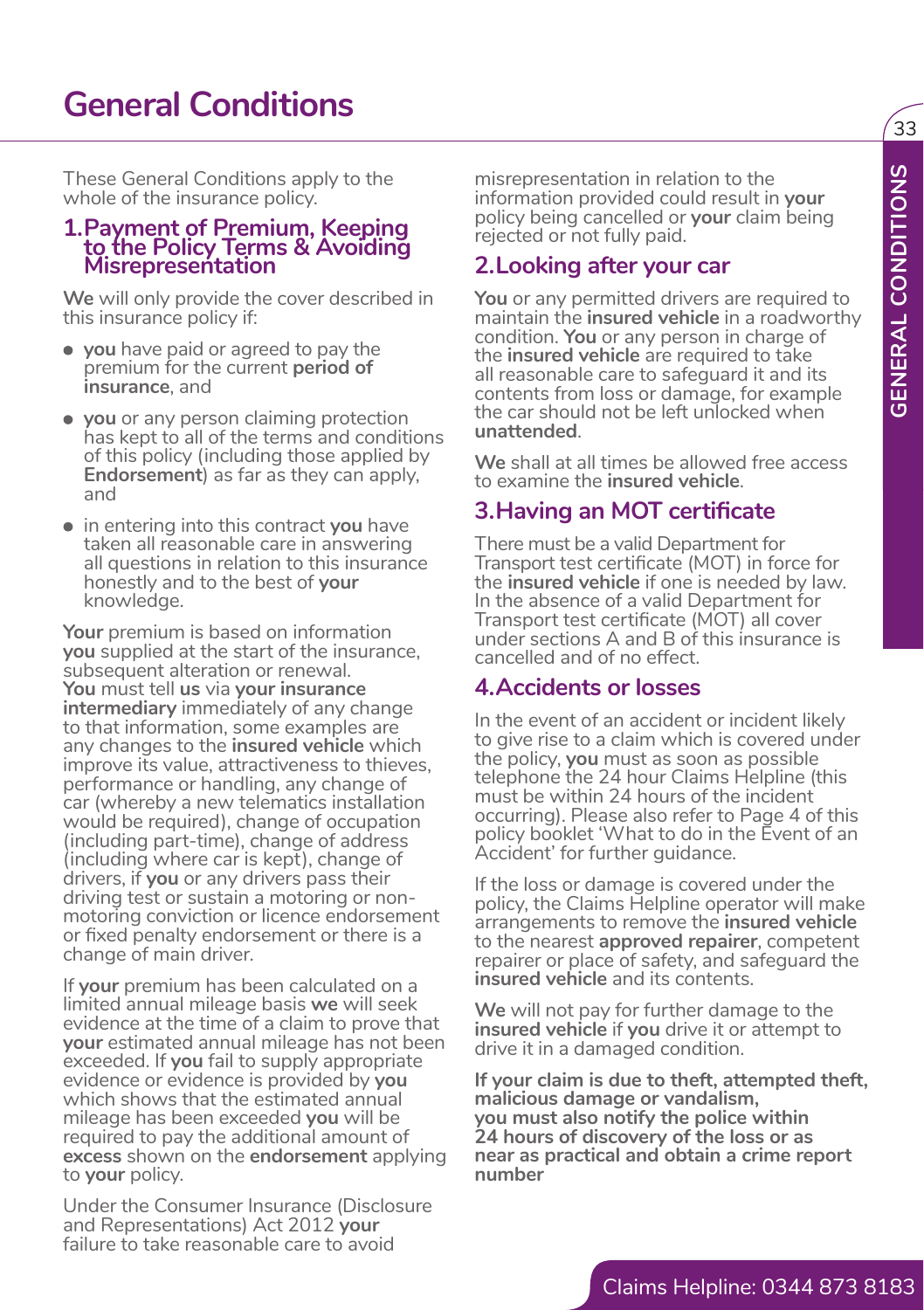# General Conditions

These General Conditions apply to the whole of the insurance policy.

## 1. Payment of Premium, Keeping to the Policy Terms & Avoiding Misrepresentation

**We** will only provide the cover described in this insurance policy if:

- **you** have paid or agreed to pay the premium for the current **period of insurance**, and
- **you** or any person claiming protection has kept to all of the terms and conditions of this policy (including those applied by **Endorsement**) as far as they can apply, and
- in entering into this contract **you** have taken all reasonable care in answering all questions in relation to this insurance honestly and to the best of **your** knowledge.

**Your** premium is based on information **you** supplied at the start of the insurance, subsequent alteration or renewal. **You** must tell **us** via **your insurance intermediary** immediately of any change to that information, some examples are any changes to the **insured vehicle** which improve its value, attractiveness to thieves, performance or handling, any change of car (whereby a new telematics installation would be required), change of occupation (including part-time), change of address (including where car is kept), change of drivers, if **you** or any drivers pass their driving test or sustain a motoring or non-motoring conviction or licence endorsement or fixed penalty endorsement or there is a change of main driver.

If **your** premium has been calculated on a limited annual mileage basis **we** will seek evidence at the time of a claim to prove that **your** estimated annual mileage has not been exceeded. If **you** fail to supply appropriate evidence or evidence is provided by **you** which shows that the estimated annual mileage has been exceeded **you** will be required to pay the additional amount of **excess** shown on the **endorsement** applying to **your** policy.

Under the Consumer Insurance (Disclosure and Representations) Act 2012 **your** failure to take reasonable care to avoid misrepresentation in relation to the information provided could result in **your** policy being cancelled or **your** claim being rejected or not fully paid.

## 2. Looking after your car

**You** or any permitted drivers are required to maintain the **insured vehicle** in a roadworthy condition. **You** or any person in charge of the **insured vehicle** are required to take all reasonable care to safeguard it and its contents from loss or damage, for example the car should not be left unlocked when **unattended**.

**We** shall at all times be allowed free access to examine the **insured vehicle**.

## 3. Having an MOT certificate

There must be a valid Department for Transport test certificate (MOT) in force for the **insured vehicle** if one is needed by law. In the absence of a valid Department for Transport test certificate (MOT) all cover under sections A and B of this insurance is cancelled and of no effect.

## 4. Accidents or losses

In the event of an accident or incident likely to give rise to a claim which is covered under the policy, **you** must as soon as possible telephone the 24 hour Claims Helpline (this must be within 24 hours of the incident occurring). Please also refer to Page 4 of this policy booklet 'What to do in the Event of an Accident' for further guidance.

If the loss or damage is covered under the policy, the Claims Helpline operator will make arrangements to remove the **insured vehicle** to the nearest **approved repairer**, competent repairer or place of safety, and safeguard the **insured vehicle** and its contents.

**We** will not pay for further damage to the **insured vehicle** if **you** drive it or attempt to drive it in a damaged condition.

**If your claim is due to theft, attempted theft, malicious damage or vandalism, you must also notify the police within 24 hours of discovery of the loss or as near as practical and obtain a crime report number**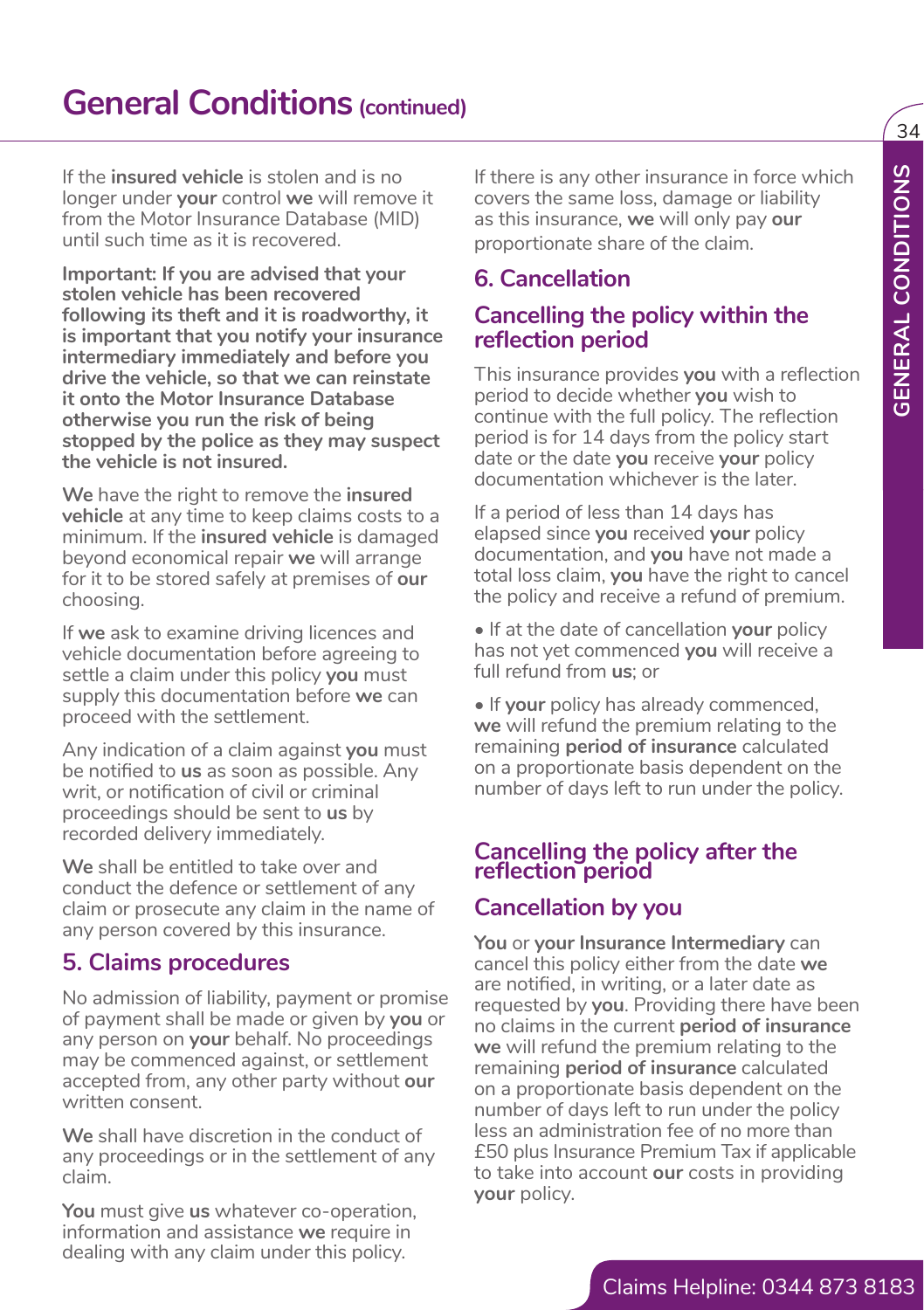# General Conditions (continued)

If the **insured vehicle** is stolen and is no longer under **your** control **we** will remove it from the Motor Insurance Database (MID) until such time as it is recovered.

**Important: If you are advised that your stolen vehicle has been recovered following its theft and it is roadworthy, it is important that you notify your insurance intermediary immediately and before you drive the vehicle, so that we can reinstate it onto the Motor Insurance Database otherwise you run the risk of being stopped by the police as they may suspect the vehicle is not insured.**

**We** have the right to remove the **insured vehicle** at any time to keep claims costs to a minimum. If the **insured vehicle** is damaged beyond economical repair **we** will arrange for it to be stored safely at premises of **our** choosing.

If **we** ask to examine driving licences and vehicle documentation before agreeing to settle a claim under this policy **you** must supply this documentation before **we** can proceed with the settlement.

Any indication of a claim against **you** must be notified to **us** as soon as possible. Any writ, or notification of civil or criminal proceedings should be sent to **us** by recorded delivery immediately.

**We** shall be entitled to take over and conduct the defence or settlement of any claim or prosecute any claim in the name of any person covered by this insurance.

## 5. Claims procedures

No admission of liability, payment or promise of payment shall be made or given by **you** or any person on **your** behalf. No proceedings may be commenced against, or settlement accepted from, any other party without **our** written consent.

**We** shall have discretion in the conduct of any proceedings or in the settlement of any claim.

**You** must give **us** whatever co-operation, information and assistance **we** require in dealing with any claim under this policy.

If there is any other insurance in force which covers the same loss, damage or liability as this insurance, **we** will only pay **our** proportionate share of the claim.

## 6. Cancellation

### Cancelling the policy within the reflection period

This insurance provides **you** with a reflection period to decide whether **you** wish to continue with the full policy. The reflection period is for 14 days from the policy start date or the date **you** receive **your** policy documentation whichever is the later.

If a period of less than 14 days has elapsed since **you** received **your** policy documentation, and **you** have not made a total loss claim, **you** have the right to cancel the policy and receive a refund of premium.

- If at the date of cancellation **your** policy has not yet commenced **you** will receive a full refund from **us**; or
- If **your** policy has already commenced, **we** will refund the premium relating to the remaining **period of insurance** calculated on a proportionate basis dependent on the number of days left to run under the policy.

### Cancelling the policy after the reflection period

### Cancellation by you

**You** or **your Insurance Intermediary** can cancel this policy either from the date **we** are notified, in writing, or a later date as requested by **you**. Providing there have been no claims in the current **period of insurance** **we** will refund the premium relating to the remaining **period of insurance** calculated on a proportionate basis dependent on the number of days left to run under the policy less an administration fee of no more than £50 plus Insurance Premium Tax if applicable to take into account **our** costs in providing **your** policy.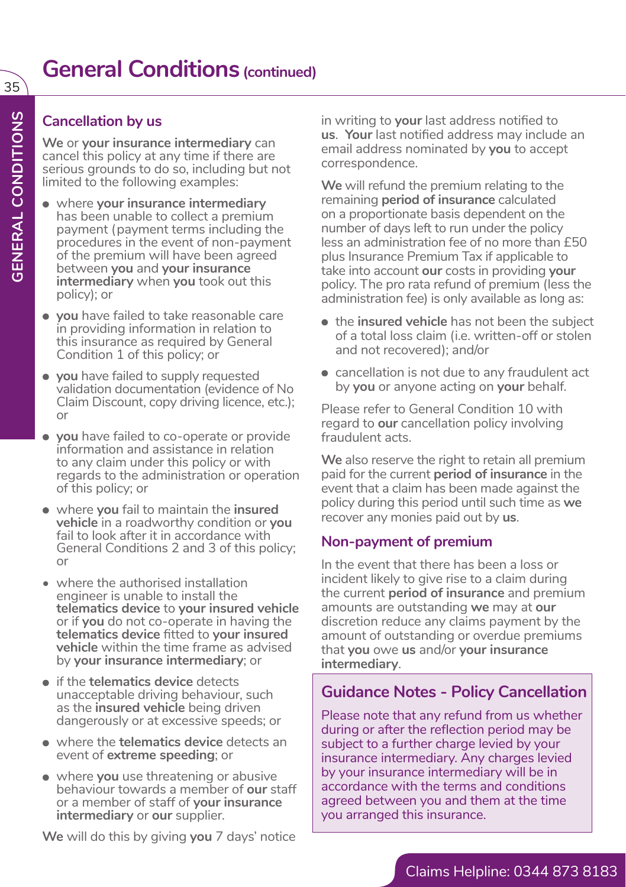# General Conditions (continued)

## Cancellation by us

**We** or **your insurance intermediary** can cancel this policy at any time if there are serious grounds to do so, including but not limited to the following examples:

- where **your insurance intermediary** has been unable to collect a premium payment (payment terms including the procedures in the event of non-payment of the premium will have been agreed between **you** and **your insurance intermediary** when **you** took out this policy); or
- **you** have failed to take reasonable care in providing information in relation to this insurance as required by General Condition 1 of this policy; or
- **you** have failed to supply requested validation documentation (evidence of No Claim Discount, copy driving licence, etc.); or
- **you** have failed to co-operate or provide information and assistance in relation to any claim under this policy or with regards to the administration or operation of this policy; or
- where **you** fail to maintain the **insured vehicle** in a roadworthy condition or **you** fail to look after it in accordance with General Conditions 2 and 3 of this policy; or
- where the authorised installation engineer is unable to install the **telematics device** to **your insured vehicle** or if **you** do not co-operate in having the **telematics device** fitted to **your insured vehicle** within the time frame as advised by **your insurance intermediary**; or
- if the **telematics device** detects unacceptable driving behaviour, such as the **insured vehicle** being driven dangerously or at excessive speeds; or
- where the **telematics device** detects an event of **extreme speeding**; or
- where **you** use threatening or abusive behaviour towards a member of **our** staff or a member of staff of **your insurance intermediary** or **our** supplier.

**We** will do this by giving **you** 7 days' notice in writing to **your** last address notified to **us**. **Your** last notified address may include an email address nominated by **you** to accept correspondence.

**We** will refund the premium relating to the remaining **period of insurance** calculated on a proportionate basis dependent on the number of days left to run under the policy less an administration fee of no more than £50 plus Insurance Premium Tax if applicable to take into account **our** costs in providing **your** policy. The pro rata refund of premium (less the administration fee) is only available as long as:

- the **insured vehicle** has not been the subject of a total loss claim (i.e. written-off or stolen and not recovered); and/or
- cancellation is not due to any fraudulent act by **you** or anyone acting on **your** behalf.

Please refer to General Condition 10 with regard to **our** cancellation policy involving fraudulent acts.

**We** also reserve the right to retain all premium paid for the current **period of insurance** in the event that a claim has been made against the policy during this period until such time as **we** recover any monies paid out by **us**.

## Non-payment of premium

In the event that there has been a loss or incident likely to give rise to a claim during the current **period of insurance** and premium amounts are outstanding **we** may at **our** discretion reduce any claims payment by the amount of outstanding or overdue premiums that **you** owe **us** and/or **your insurance intermediary**.

## Guidance Notes - Policy Cancellation

Please note that any refund from us whether during or after the reflection period may be subject to a further charge levied by your insurance intermediary. Any charges levied by your insurance intermediary will be in accordance with the terms and conditions agreed between you and them at the time you arranged this insurance.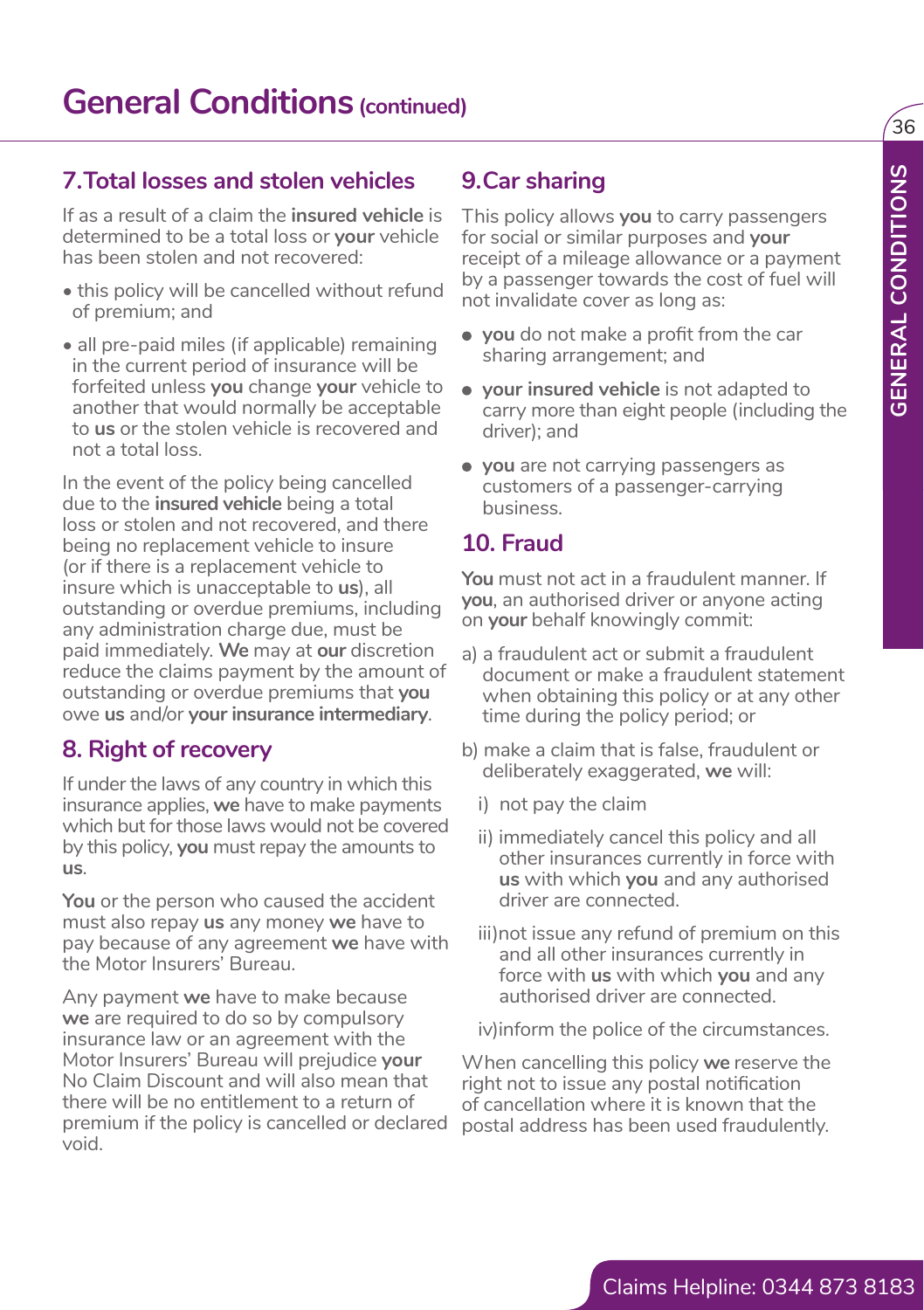# General Conditions (continued)

## 7. Total losses and stolen vehicles

If as a result of a claim the **insured vehicle** is determined to be a total loss or **your** vehicle has been stolen and not recovered:

- this policy will be cancelled without refund of premium; and
- all pre-paid miles (if applicable) remaining in the current period of insurance will be forfeited unless **you** change **your** vehicle to another that would normally be acceptable to **us** or the stolen vehicle is recovered and not a total loss.

In the event of the policy being cancelled due to the **insured vehicle** being a total loss or stolen and not recovered, and there being no replacement vehicle to insure (or if there is a replacement vehicle to insure which is unacceptable to **us**), all outstanding or overdue premiums, including any administration charge due, must be paid immediately. **We** may at **our** discretion reduce the claims payment by the amount of outstanding or overdue premiums that **you** owe **us** and/or **your insurance intermediary**.

## 8. Right of recovery

If under the laws of any country in which this insurance applies, **we** have to make payments which but for those laws would not be covered by this policy, **you** must repay the amounts to **us**.

**You** or the person who caused the accident must also repay **us** any money **we** have to pay because of any agreement **we** have with the Motor Insurers' Bureau.

Any payment **we** have to make because **we** are required to do so by compulsory insurance law or an agreement with the Motor Insurers' Bureau will prejudice **your** No Claim Discount and will also mean that there will be no entitlement to a return of premium if the policy is cancelled or declared void.

## 9. Car sharing

This policy allows **you** to carry passengers for social or similar purposes and **your** receipt of a mileage allowance or a payment by a passenger towards the cost of fuel will not invalidate cover as long as:

- **you** do not make a profit from the car sharing arrangement; and
- **your insured vehicle** is not adapted to carry more than eight people (including the driver); and
- **you** are not carrying passengers as customers of a passenger-carrying business.

## 10. Fraud

**You** must not act in a fraudulent manner. If **you**, an authorised driver or anyone acting on **your** behalf knowingly commit:

a) a fraudulent act or submit a fraudulent document or make a fraudulent statement when obtaining this policy or at any other time during the policy period; or

b) make a claim that is false, fraudulent or deliberately exaggerated, **we** will:

   i) not pay the claim

   ii) immediately cancel this policy and all other insurances currently in force with **us** with which **you** and any authorised driver are connected.

   iii) not issue any refund of premium on this and all other insurances currently in force with **us** with which **you** and any authorised driver are connected.

   iv) inform the police of the circumstances.

When cancelling this policy **we** reserve the right not to issue any postal notification of cancellation where it is known that the postal address has been used fraudulently.

Claims Helpline: 0344 873 8183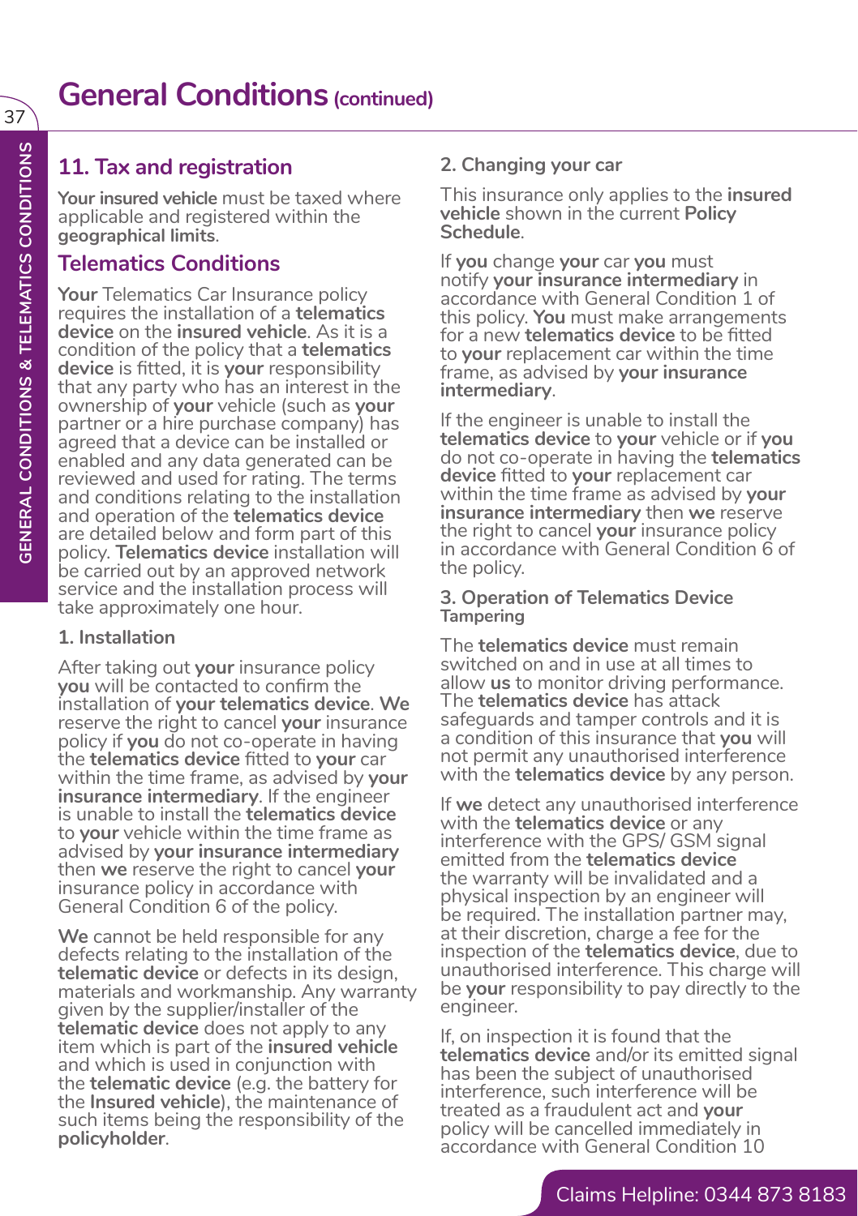# General Conditions (continued)

## 11. Tax and registration

**Your insured vehicle** must be taxed where applicable and registered within the **geographical limits**.

## Telematics Conditions

**Your** Telematics Car Insurance policy requires the installation of a **telematics device** on the **insured vehicle**. As it is a condition of the policy that a **telematics device** is fitted, it is **your** responsibility that any party who has an interest in the ownership of **your** vehicle (such as **your** partner or a hire purchase company) has agreed that a device can be installed or enabled and any data generated can be reviewed and used for rating. The terms and conditions relating to the installation and operation of the **telematics device** are detailed below and form part of this policy. **Telematics device** installation will be carried out by an approved network service and the installation process will take approximately one hour.

### 1. Installation

After taking out **your** insurance policy **you** will be contacted to confirm the installation of **your telematics device**. **We** reserve the right to cancel **your** insurance policy if **you** do not co-operate in having the **telematics device** fitted to **your** car within the time frame, as advised by **your insurance intermediary**. If the engineer is unable to install the **telematics device** to **your** vehicle within the time frame as advised by **your insurance intermediary** then **we** reserve the right to cancel **your** insurance policy in accordance with General Condition 6 of the policy.

**We** cannot be held responsible for any defects relating to the installation of the **telematic device** or defects in its design, materials and workmanship. Any warranty given by the supplier/installer of the **telematic device** does not apply to any item which is part of the **insured vehicle** and which is used in conjunction with the **telematic device** (e.g. the battery for the **Insured vehicle**), the maintenance of such items being the responsibility of the **policyholder**.

### 2. Changing your car

This insurance only applies to the **insured vehicle** shown in the current **Policy Schedule**.

If **you** change **your** car **you** must notify **your insurance intermediary** in accordance with General Condition 1 of this policy. **You** must make arrangements for a new **telematics device** to be fitted to **your** replacement car within the time frame, as advised by **your insurance intermediary**.

If the engineer is unable to install the **telematics device** to **your** vehicle or if **you** do not co-operate in having the **telematics device** fitted to **your** replacement car within the time frame as advised by **your insurance intermediary** then **we** reserve the right to cancel **your** insurance policy in accordance with General Condition 6 of the policy.

### 3. Operation of Telematics Device

**Tampering**

The **telematics device** must remain switched on and in use at all times to allow **us** to monitor driving performance. The **telematics device** has attack safeguards and tamper controls and it is a condition of this insurance that **you** will not permit any unauthorised interference with the **telematics device** by any person.

If **we** detect any unauthorised interference with the **telematics device** or any interference with the GPS/ GSM signal emitted from the **telematics device** the warranty will be invalidated and a physical inspection by an engineer will be required. The installation partner may, at their discretion, charge a fee for the inspection of the **telematics device**, due to unauthorised interference. This charge will be **your** responsibility to pay directly to the engineer.

If, on inspection it is found that the **telematics device** and/or its emitted signal has been the subject of unauthorised interference, such interference will be treated as a fraudulent act and **your** policy will be cancelled immediately in accordance with General Condition 10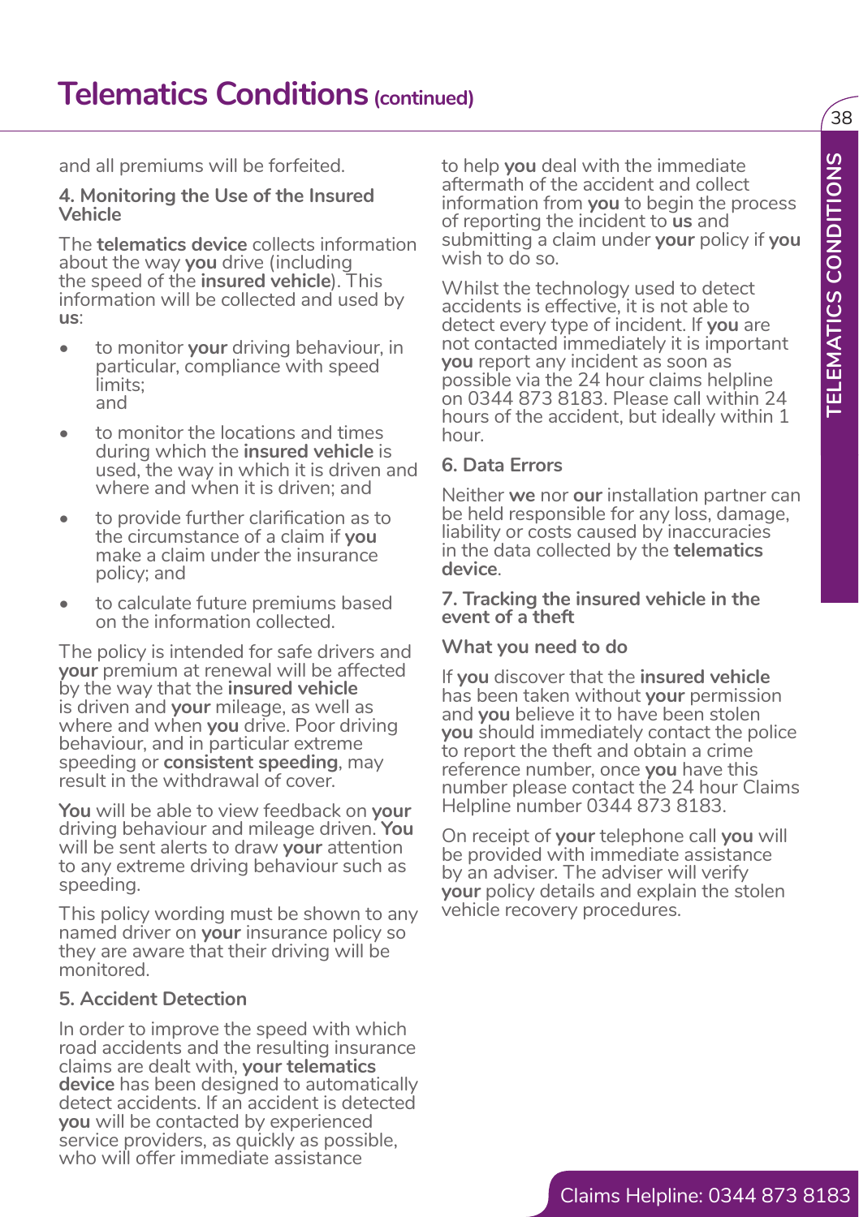# Telematics Conditions (continued)

and all premiums will be forfeited.

**4. Monitoring the Use of the Insured Vehicle**

The **telematics device** collects information about the way **you** drive (including the speed of the **insured vehicle**). This information will be collected and used by **us**:

- to monitor **your** driving behaviour, in particular, compliance with speed limits; and
- to monitor the locations and times during which the **insured vehicle** is used, the way in which it is driven and where and when it is driven; and
- to provide further clarification as to the circumstance of a claim if **you** make a claim under the insurance policy; and
- to calculate future premiums based on the information collected.

The policy is intended for safe drivers and **your** premium at renewal will be affected by the way that the **insured vehicle** is driven and **your** mileage, as well as where and when **you** drive. Poor driving behaviour, and in particular extreme speeding or **consistent speeding**, may result in the withdrawal of cover.

**You** will be able to view feedback on **your** driving behaviour and mileage driven. **You** will be sent alerts to draw **your** attention to any extreme driving behaviour such as speeding.

This policy wording must be shown to any named driver on **your** insurance policy so they are aware that their driving will be monitored.

**5. Accident Detection**

In order to improve the speed with which road accidents and the resulting insurance claims are dealt with, **your telematics device** has been designed to automatically detect accidents. If an accident is detected **you** will be contacted by experienced service providers, as quickly as possible, who will offer immediate assistance to help **you** deal with the immediate aftermath of the accident and collect information from **you** to begin the process of reporting the incident to **us** and submitting a claim under **your** policy if **you** wish to do so.

Whilst the technology used to detect accidents is effective, it is not able to detect every type of incident. If **you** are not contacted immediately it is important **you** report any incident as soon as possible via the 24 hour claims helpline on 0344 873 8183. Please call within 24 hours of the accident, but ideally within 1 hour.

**6. Data Errors**

Neither **we** nor **our** installation partner can be held responsible for any loss, damage, liability or costs caused by inaccuracies in the data collected by the **telematics device**.

**7. Tracking the insured vehicle in the event of a theft**

**What you need to do**

If **you** discover that the **insured vehicle** has been taken without **your** permission and **you** believe it to have been stolen **you** should immediately contact the police to report the theft and obtain a crime reference number, once **you** have this number please contact the 24 hour Claims Helpline number 0344 873 8183.

On receipt of **your** telephone call **you** will be provided with immediate assistance by an adviser. The adviser will verify **your** policy details and explain the stolen vehicle recovery procedures.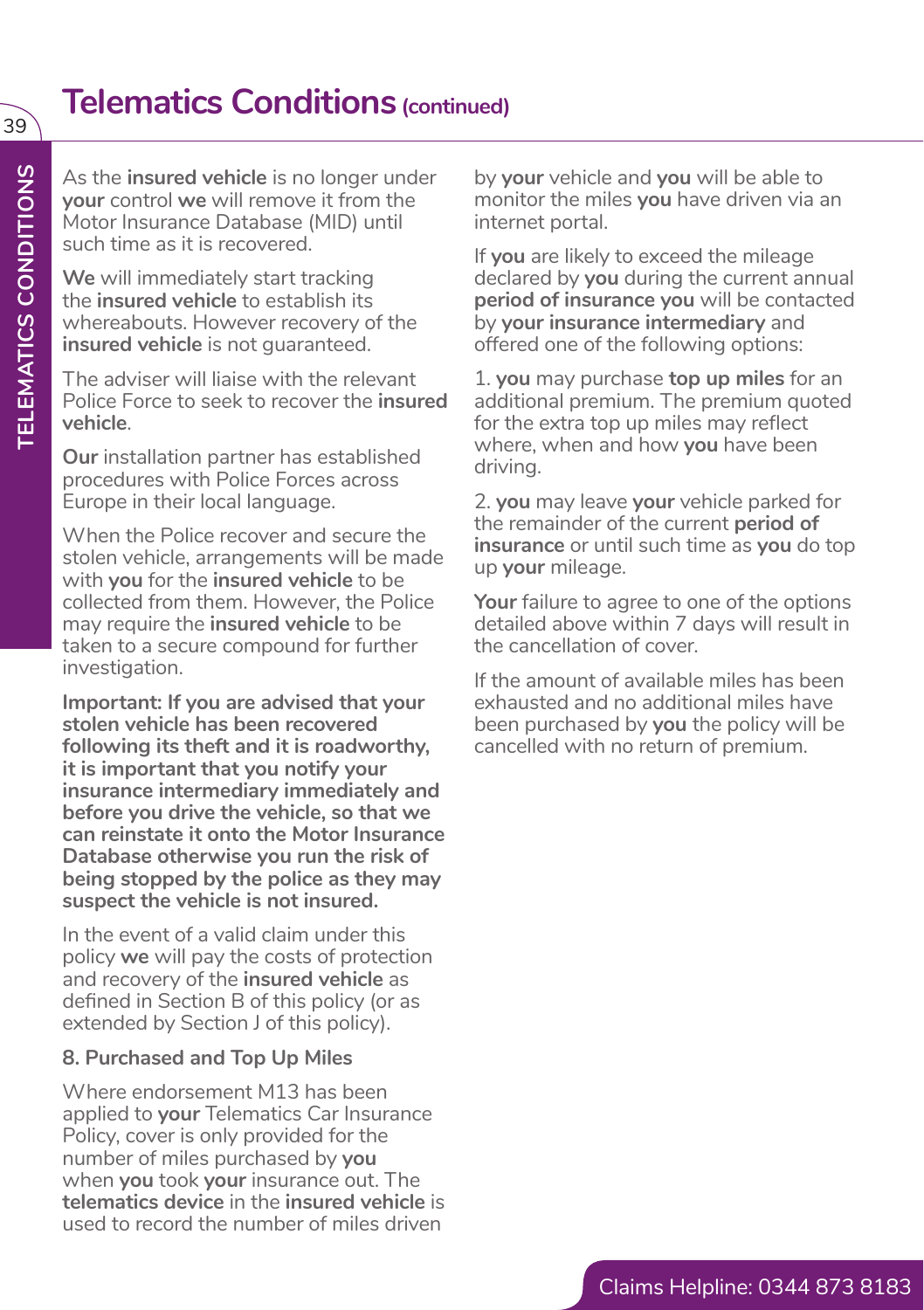# Telematics Conditions (continued)

As the **insured vehicle** is no longer under **your** control **we** will remove it from the Motor Insurance Database (MID) until such time as it is recovered.

**We** will immediately start tracking the **insured vehicle** to establish its whereabouts. However recovery of the **insured vehicle** is not guaranteed.

The adviser will liaise with the relevant Police Force to seek to recover the **insured vehicle**.

**Our** installation partner has established procedures with Police Forces across Europe in their local language.

When the Police recover and secure the stolen vehicle, arrangements will be made with **you** for the **insured vehicle** to be collected from them. However, the Police may require the **insured vehicle** to be taken to a secure compound for further investigation.

**Important: If you are advised that your stolen vehicle has been recovered following its theft and it is roadworthy, it is important that you notify your insurance intermediary immediately and before you drive the vehicle, so that we can reinstate it onto the Motor Insurance Database otherwise you run the risk of being stopped by the police as they may suspect the vehicle is not insured.**

In the event of a valid claim under this policy **we** will pay the costs of protection and recovery of the **insured vehicle** as defined in Section B of this policy (or as extended by Section J of this policy).

**8. Purchased and Top Up Miles**

Where endorsement M13 has been applied to **your** Telematics Car Insurance Policy, cover is only provided for the number of miles purchased by **you** when **you** took **your** insurance out. The **telematics device** in the **insured vehicle** is used to record the number of miles driven by **your** vehicle and **you** will be able to monitor the miles **you** have driven via an internet portal.

If **you** are likely to exceed the mileage declared by **you** during the current annual **period of insurance you** will be contacted by **your insurance intermediary** and offered one of the following options:

1. **you** may purchase **top up miles** for an additional premium. The premium quoted for the extra top up miles may reflect where, when and how **you** have been driving.

2. **you** may leave **your** vehicle parked for the remainder of the current **period of insurance** or until such time as **you** do top up **your** mileage.

**Your** failure to agree to one of the options detailed above within 7 days will result in the cancellation of cover.

If the amount of available miles has been exhausted and no additional miles have been purchased by **you** the policy will be cancelled with no return of premium.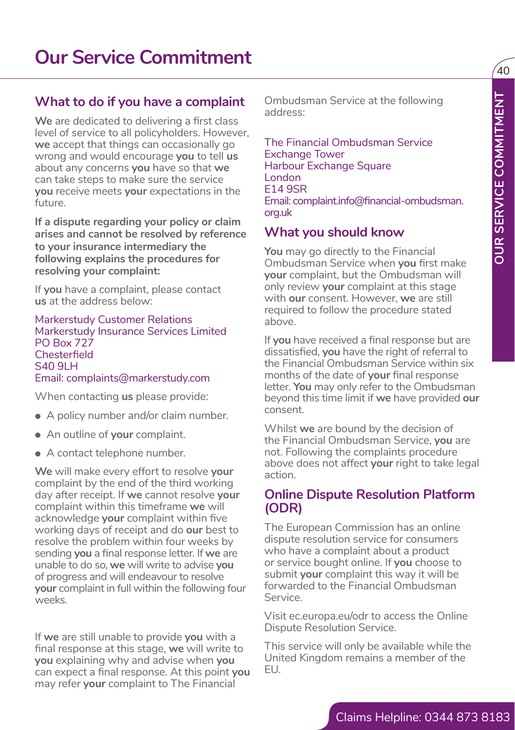# Our Service Commitment

## What to do if you have a complaint

**We** are dedicated to delivering a first class level of service to all policyholders. However, **we** accept that things can occasionally go wrong and would encourage **you** to tell **us** about any concerns **you** have so that **we** can take steps to make sure the service **you** receive meets **your** expectations in the future.

**If a dispute regarding your policy or claim arises and cannot be resolved by reference to your insurance intermediary the following explains the procedures for resolving your complaint:**

If **you** have a complaint, please contact **us** at the address below:

Markerstudy Customer Relations
Markerstudy Insurance Services Limited
PO Box 727
Chesterfield
S40 9LH
Email: complaints@markerstudy.com

When contacting **us** please provide:

- A policy number and/or claim number.
- An outline of **your** complaint.
- A contact telephone number.

**We** will make every effort to resolve **your** complaint by the end of the third working day after receipt. If **we** cannot resolve **your** complaint within this timeframe **we** will acknowledge **your** complaint within five working days of receipt and do **our** best to resolve the problem within four weeks by sending **you** a final response letter. If **we** are unable to do so, **we** will write to advise **you** of progress and will endeavour to resolve **your** complaint in full within the following four weeks.

If **we** are still unable to provide **you** with a final response at this stage, **we** will write to **you** explaining why and advise when **you** can expect a final response. At this point **you** may refer **your** complaint to The Financial Ombudsman Service at the following address:

The Financial Ombudsman Service
Exchange Tower
Harbour Exchange Square
London
E14 9SR
Email: complaint.info@financial-ombudsman.org.uk

## What you should know

**You** may go directly to the Financial Ombudsman Service when **you** first make **your** complaint, but the Ombudsman will only review **your** complaint at this stage with **our** consent. However, **we** are still required to follow the procedure stated above.

If **you** have received a final response but are dissatisfied, **you** have the right of referral to the Financial Ombudsman Service within six months of the date of **your** final response letter. **You** may only refer to the Ombudsman beyond this time limit if **we** have provided **our** consent.

Whilst **we** are bound by the decision of the Financial Ombudsman Service, **you** are not. Following the complaints procedure above does not affect **your** right to take legal action.

## Online Dispute Resolution Platform (ODR)

The European Commission has an online dispute resolution service for consumers who have a complaint about a product or service bought online. If **you** choose to submit **your** complaint this way it will be forwarded to the Financial Ombudsman Service.

Visit ec.europa.eu/odr to access the Online Dispute Resolution Service.

This service will only be available while the United Kingdom remains a member of the EU.

Claims Helpline: 0344 873 8183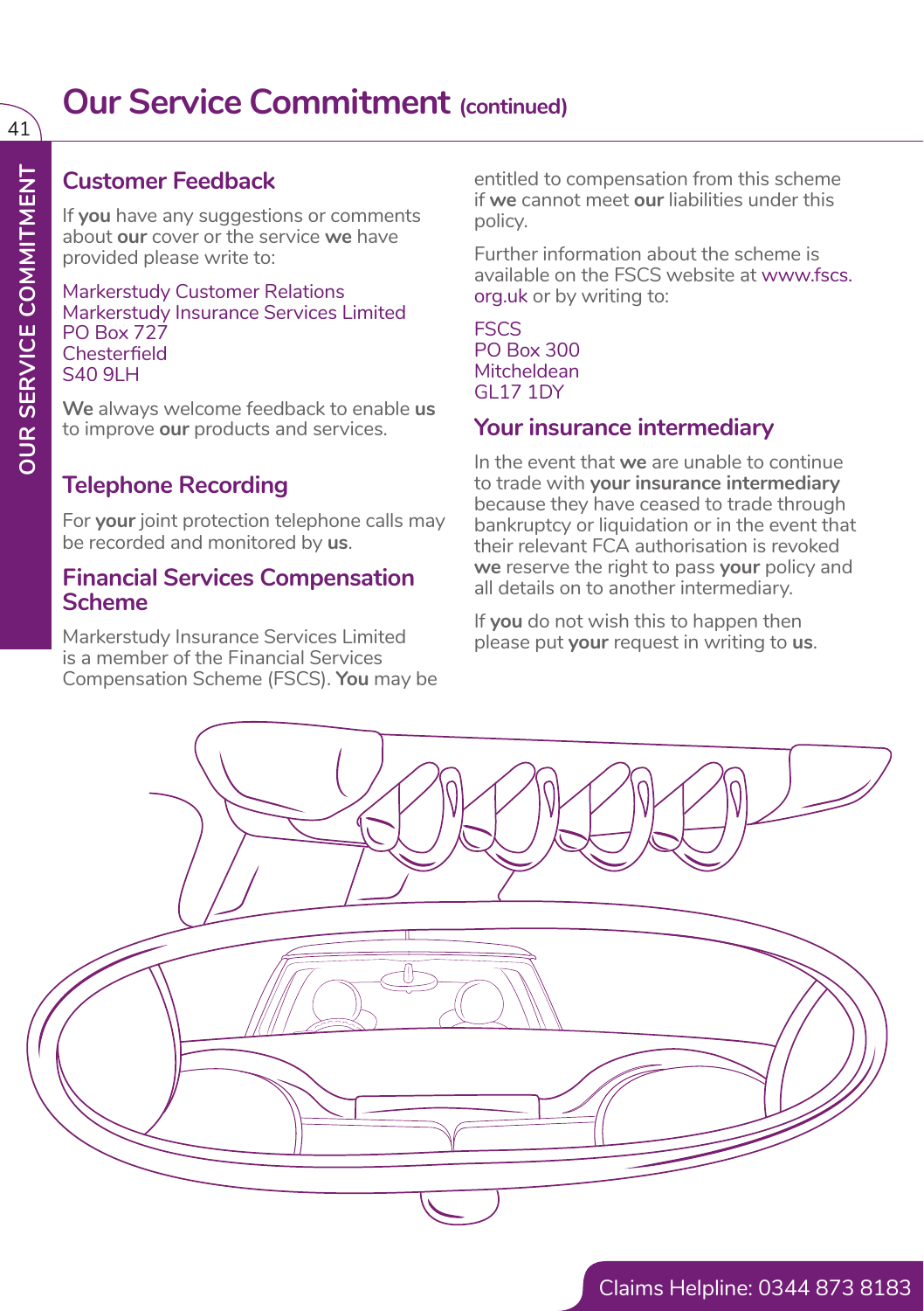# Our Service Commitment (continued)

## Customer Feedback

If **you** have any suggestions or comments about **our** cover or the service **we** have provided please write to:

Markerstudy Customer Relations
Markerstudy Insurance Services Limited
PO Box 727
Chesterfield
S40 9LH

**We** always welcome feedback to enable **us** to improve **our** products and services.

## Telephone Recording

For **your** joint protection telephone calls may be recorded and monitored by **us**.

## Financial Services Compensation Scheme

Markerstudy Insurance Services Limited is a member of the Financial Services Compensation Scheme (FSCS). **You** may be entitled to compensation from this scheme if **we** cannot meet **our** liabilities under this policy.

Further information about the scheme is available on the FSCS website at www.fscs.org.uk or by writing to:

FSCS
PO Box 300
Mitcheldean
GL17 1DY

## Your insurance intermediary

In the event that **we** are unable to continue to trade with **your insurance intermediary** because they have ceased to trade through bankruptcy or liquidation or in the event that their relevant FCA authorisation is revoked **we** reserve the right to pass **your** policy and all details on to another intermediary.

If **you** do not wish this to happen then please put **your** request in writing to **us**.

Claims Helpline: 0344 873 8183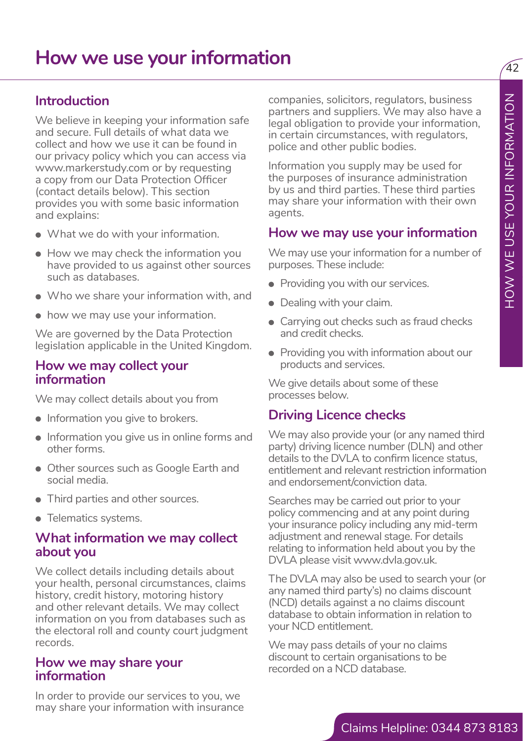# How we use your information

## Introduction

We believe in keeping your information safe and secure. Full details of what data we collect and how we use it can be found in our privacy policy which you can access via www.markerstudy.com or by requesting a copy from our Data Protection Officer (contact details below). This section provides you with some basic information and explains:

- What we do with your information.
- How we may check the information you have provided to us against other sources such as databases.
- Who we share your information with, and
- how we may use your information.

We are governed by the Data Protection legislation applicable in the United Kingdom.

## How we may collect your information

We may collect details about you from

- Information you give to brokers.
- Information you give us in online forms and other forms.
- Other sources such as Google Earth and social media.
- Third parties and other sources.
- Telematics systems.

## What information we may collect about you

We collect details including details about your health, personal circumstances, claims history, credit history, motoring history and other relevant details. We may collect information on you from databases such as the electoral roll and county court judgment records.

## How we may share your information

In order to provide our services to you, we may share your information with insurance companies, solicitors, regulators, business partners and suppliers. We may also have a legal obligation to provide your information, in certain circumstances, with regulators, police and other public bodies.

Information you supply may be used for the purposes of insurance administration by us and third parties. These third parties may share your information with their own agents.

## How we may use your information

We may use your information for a number of purposes. These include:

- Providing you with our services.
- Dealing with your claim.
- Carrying out checks such as fraud checks and credit checks.
- Providing you with information about our products and services.

We give details about some of these processes below.

## Driving Licence checks

We may also provide your (or any named third party) driving licence number (DLN) and other details to the DVLA to confirm licence status, entitlement and relevant restriction information and endorsement/conviction data.

Searches may be carried out prior to your policy commencing and at any point during your insurance policy including any mid-term adjustment and renewal stage. For details relating to information held about you by the DVLA please visit www.dvla.gov.uk.

The DVLA may also be used to search your (or any named third party's) no claims discount (NCD) details against a no claims discount database to obtain information in relation to your NCD entitlement.

We may pass details of your no claims discount to certain organisations to be recorded on a NCD database.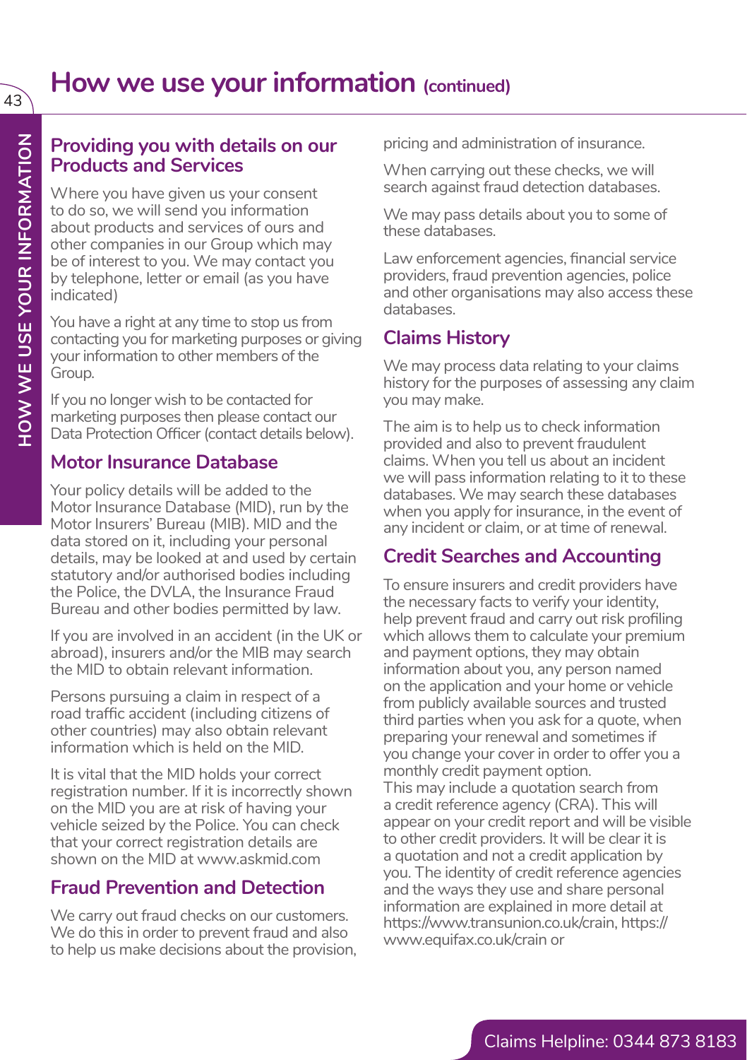# How we use your information (continued)

## Providing you with details on our Products and Services

Where you have given us your consent to do so, we will send you information about products and services of ours and other companies in our Group which may be of interest to you. We may contact you by telephone, letter or email (as you have indicated)

You have a right at any time to stop us from contacting you for marketing purposes or giving your information to other members of the Group.

If you no longer wish to be contacted for marketing purposes then please contact our Data Protection Officer (contact details below).

## Motor Insurance Database

Your policy details will be added to the Motor Insurance Database (MID), run by the Motor Insurers' Bureau (MIB). MID and the data stored on it, including your personal details, may be looked at and used by certain statutory and/or authorised bodies including the Police, the DVLA, the Insurance Fraud Bureau and other bodies permitted by law.

If you are involved in an accident (in the UK or abroad), insurers and/or the MIB may search the MID to obtain relevant information.

Persons pursuing a claim in respect of a road traffic accident (including citizens of other countries) may also obtain relevant information which is held on the MID.

It is vital that the MID holds your correct registration number. If it is incorrectly shown on the MID you are at risk of having your vehicle seized by the Police. You can check that your correct registration details are shown on the MID at www.askmid.com

## Fraud Prevention and Detection

We carry out fraud checks on our customers. We do this in order to prevent fraud and also to help us make decisions about the provision, pricing and administration of insurance.

When carrying out these checks, we will search against fraud detection databases.

We may pass details about you to some of these databases.

Law enforcement agencies, financial service providers, fraud prevention agencies, police and other organisations may also access these databases.

## Claims History

We may process data relating to your claims history for the purposes of assessing any claim you may make.

The aim is to help us to check information provided and also to prevent fraudulent claims. When you tell us about an incident we will pass information relating to it to these databases. We may search these databases when you apply for insurance, in the event of any incident or claim, or at time of renewal.

## Credit Searches and Accounting

To ensure insurers and credit providers have the necessary facts to verify your identity, help prevent fraud and carry out risk profiling which allows them to calculate your premium and payment options, they may obtain information about you, any person named on the application and your home or vehicle from publicly available sources and trusted third parties when you ask for a quote, when preparing your renewal and sometimes if you change your cover in order to offer you a monthly credit payment option.
This may include a quotation search from a credit reference agency (CRA). This will appear on your credit report and will be visible to other credit providers. It will be clear it is a quotation and not a credit application by you. The identity of credit reference agencies and the ways they use and share personal information are explained in more detail at https://www.transunion.co.uk/crain, https://www.equifax.co.uk/crain or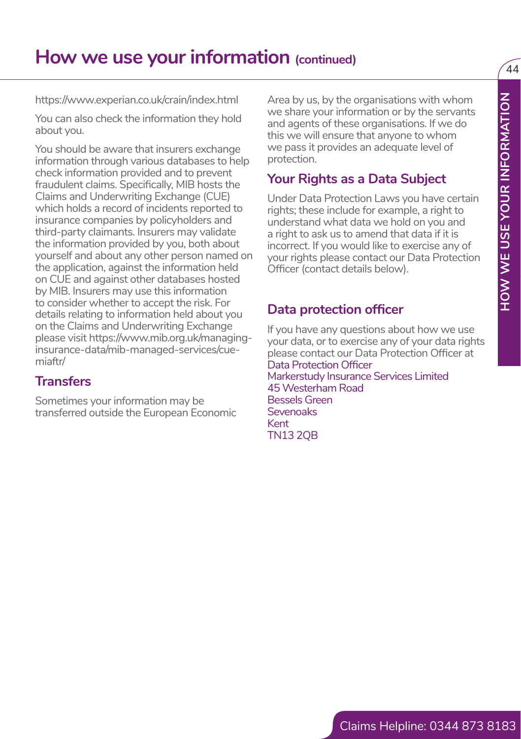# How we use your information (continued)

https://www.experian.co.uk/crain/index.html

You can also check the information they hold about you.

You should be aware that insurers exchange information through various databases to help check information provided and to prevent fraudulent claims. Specifically, MIB hosts the Claims and Underwriting Exchange (CUE) which holds a record of incidents reported to insurance companies by policyholders and third-party claimants. Insurers may validate the information provided by you, both about yourself and about any other person named on the application, against the information held on CUE and against other databases hosted by MIB. Insurers may use this information to consider whether to accept the risk. For details relating to information held about you on the Claims and Underwriting Exchange please visit https://www.mib.org.uk/managing-insurance-data/mib-managed-services/cue-miaftr/

## Transfers

Sometimes your information may be transferred outside the European Economic Area by us, by the organisations with whom we share your information or by the servants and agents of these organisations. If we do this we will ensure that anyone to whom we pass it provides an adequate level of protection.

## Your Rights as a Data Subject

Under Data Protection Laws you have certain rights; these include for example, a right to understand what data we hold on you and a right to ask us to amend that data if it is incorrect. If you would like to exercise any of your rights please contact our Data Protection Officer (contact details below).

## Data protection officer

If you have any questions about how we use your data, or to exercise any of your data rights please contact our Data Protection Officer at
Data Protection Officer
Markerstudy Insurance Services Limited
45 Westerham Road
Bessels Green
Sevenoaks
Kent
TN13 2QB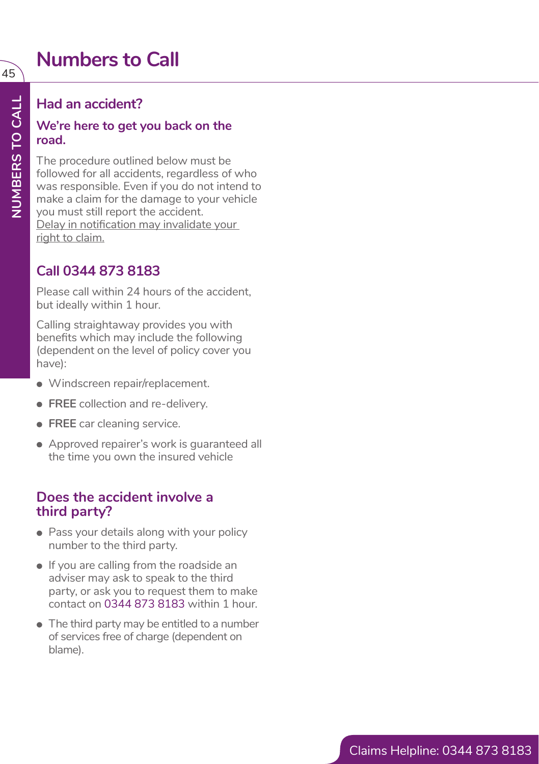# Numbers to Call

## Had an accident?

### We're here to get you back on the road.

The procedure outlined below must be followed for all accidents, regardless of who was responsible. Even if you do not intend to make a claim for the damage to your vehicle you must still report the accident. Delay in notification may invalidate your right to claim.

## Call 0344 873 8183

Please call within 24 hours of the accident, but ideally within 1 hour.

Calling straightaway provides you with benefits which may include the following (dependent on the level of policy cover you have):

- Windscreen repair/replacement.
- **FREE** collection and re-delivery.
- **FREE** car cleaning service.
- Approved repairer's work is guaranteed all the time you own the insured vehicle

## Does the accident involve a third party?

- Pass your details along with your policy number to the third party.
- If you are calling from the roadside an adviser may ask to speak to the third party, or ask you to request them to make contact on 0344 873 8183 within 1 hour.
- The third party may be entitled to a number of services free of charge (dependent on blame).

Claims Helpline: 0344 873 8183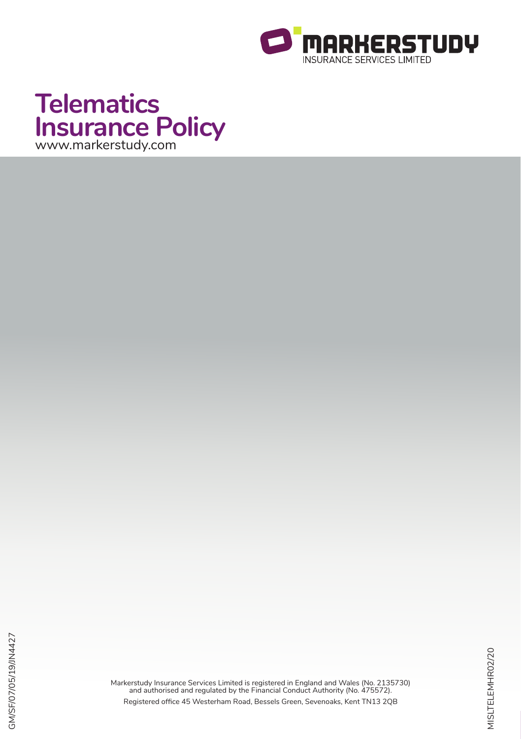MARKERSTUDY
INSURANCE SERVICES LIMITED

# Telematics Insurance Policy

www.markerstudy.com

Markerstudy Insurance Services Limited is registered in England and Wales (No. 2135730) and authorised and regulated by the Financial Conduct Authority (No. 475572).

Registered office 45 Westerham Road, Bessels Green, Sevenoaks, Kent TN13 2QB

GM/SF/07/05/19/JN4427

MISLTELEMHR02/20